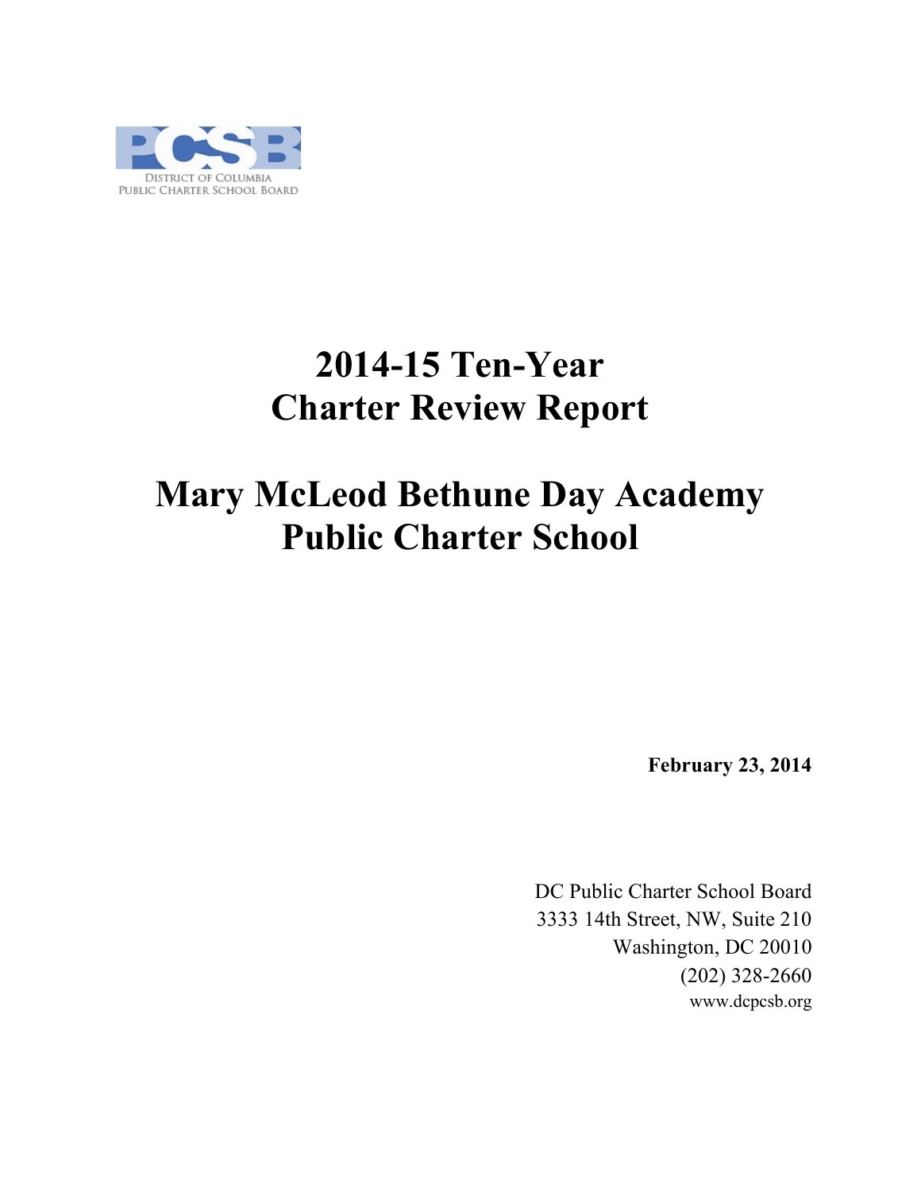PCSB

DISTRICT OF COLUMBIA
PUBLIC CHARTER SCHOOL BOARD

# 2014-15 Ten-Year Charter Review Report

# Mary McLeod Bethune Day Academy Public Charter School

**February 23, 2014**

DC Public Charter School Board
3333 14th Street, NW, Suite 210
Washington, DC 20010
(202) 328-2660
www.dcpcsb.org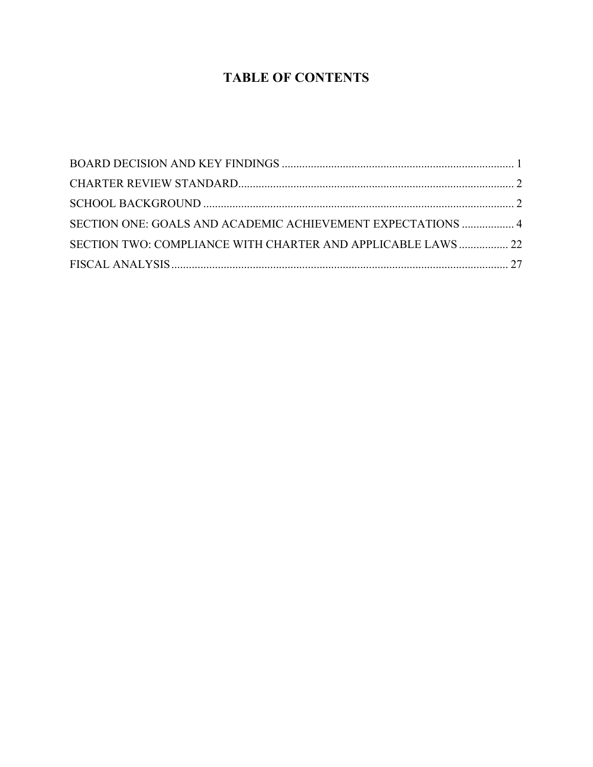# TABLE OF CONTENTS

BOARD DECISION AND KEY FINDINGS ................................................................................ 1

CHARTER REVIEW STANDARD............................................................................................... 2

SCHOOL BACKGROUND ........................................................................................................... 2

SECTION ONE: GOALS AND ACADEMIC ACHIEVEMENT EXPECTATIONS .................. 4

SECTION TWO: COMPLIANCE WITH CHARTER AND APPLICABLE LAWS ................. 22

FISCAL ANALYSIS .................................................................................................................... 27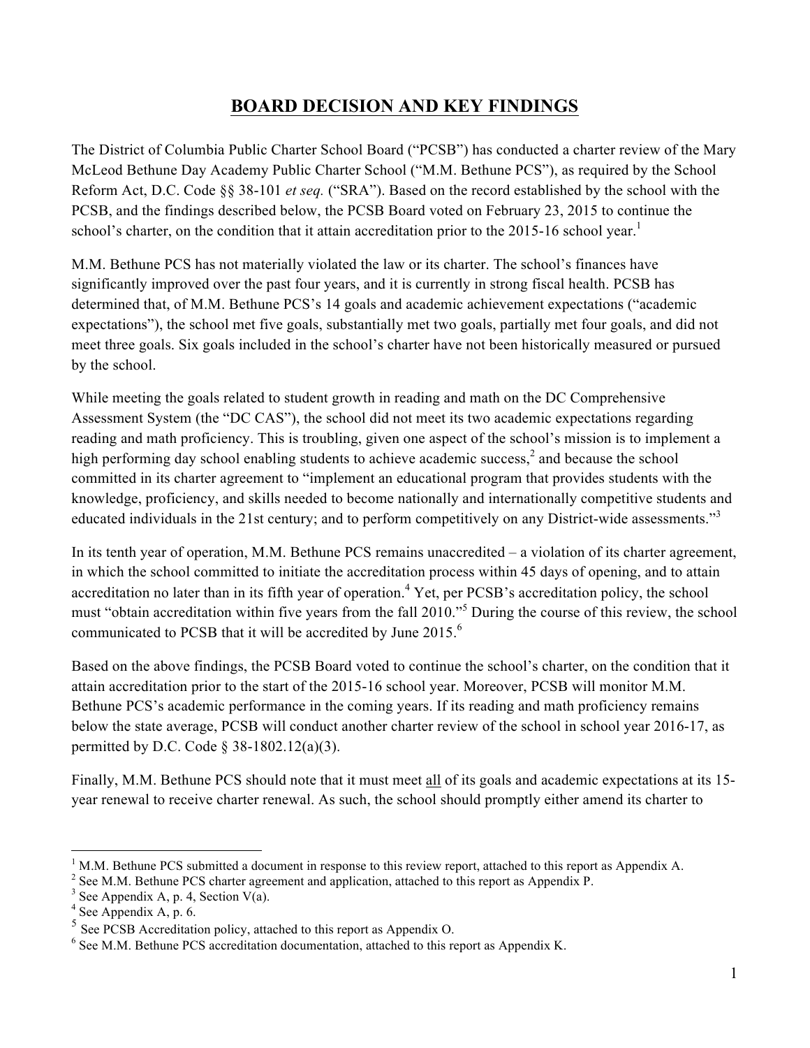# BOARD DECISION AND KEY FINDINGS

The District of Columbia Public Charter School Board ("PCSB") has conducted a charter review of the Mary McLeod Bethune Day Academy Public Charter School ("M.M. Bethune PCS"), as required by the School Reform Act, D.C. Code §§ 38-101 *et seq.* ("SRA"). Based on the record established by the school with the PCSB, and the findings described below, the PCSB Board voted on February 23, 2015 to continue the school's charter, on the condition that it attain accreditation prior to the 2015-16 school year.[1]

M.M. Bethune PCS has not materially violated the law or its charter. The school's finances have significantly improved over the past four years, and it is currently in strong fiscal health. PCSB has determined that, of M.M. Bethune PCS's 14 goals and academic achievement expectations ("academic expectations"), the school met five goals, substantially met two goals, partially met four goals, and did not meet three goals. Six goals included in the school's charter have not been historically measured or pursued by the school.

While meeting the goals related to student growth in reading and math on the DC Comprehensive Assessment System (the "DC CAS"), the school did not meet its two academic expectations regarding reading and math proficiency. This is troubling, given one aspect of the school's mission is to implement a high performing day school enabling students to achieve academic success,[2] and because the school committed in its charter agreement to "implement an educational program that provides students with the knowledge, proficiency, and skills needed to become nationally and internationally competitive students and educated individuals in the 21st century; and to perform competitively on any District-wide assessments."[3]

In its tenth year of operation, M.M. Bethune PCS remains unaccredited – a violation of its charter agreement, in which the school committed to initiate the accreditation process within 45 days of opening, and to attain accreditation no later than in its fifth year of operation.[4] Yet, per PCSB's accreditation policy, the school must "obtain accreditation within five years from the fall 2010."[5] During the course of this review, the school communicated to PCSB that it will be accredited by June 2015.[6]

Based on the above findings, the PCSB Board voted to continue the school's charter, on the condition that it attain accreditation prior to the start of the 2015-16 school year. Moreover, PCSB will monitor M.M. Bethune PCS's academic performance in the coming years. If its reading and math proficiency remains below the state average, PCSB will conduct another charter review of the school in school year 2016-17, as permitted by D.C. Code § 38-1802.12(a)(3).

Finally, M.M. Bethune PCS should note that it must meet <u>all</u> of its goals and academic expectations at its 15-year renewal to receive charter renewal. As such, the school should promptly either amend its charter to

---

[1] M.M. Bethune PCS submitted a document in response to this review report, attached to this report as Appendix A.

[2] See M.M. Bethune PCS charter agreement and application, attached to this report as Appendix P.

[3] See Appendix A, p. 4, Section V(a).

[4] See Appendix A, p. 6.

[5] See PCSB Accreditation policy, attached to this report as Appendix O.

[6] See M.M. Bethune PCS accreditation documentation, attached to this report as Appendix K.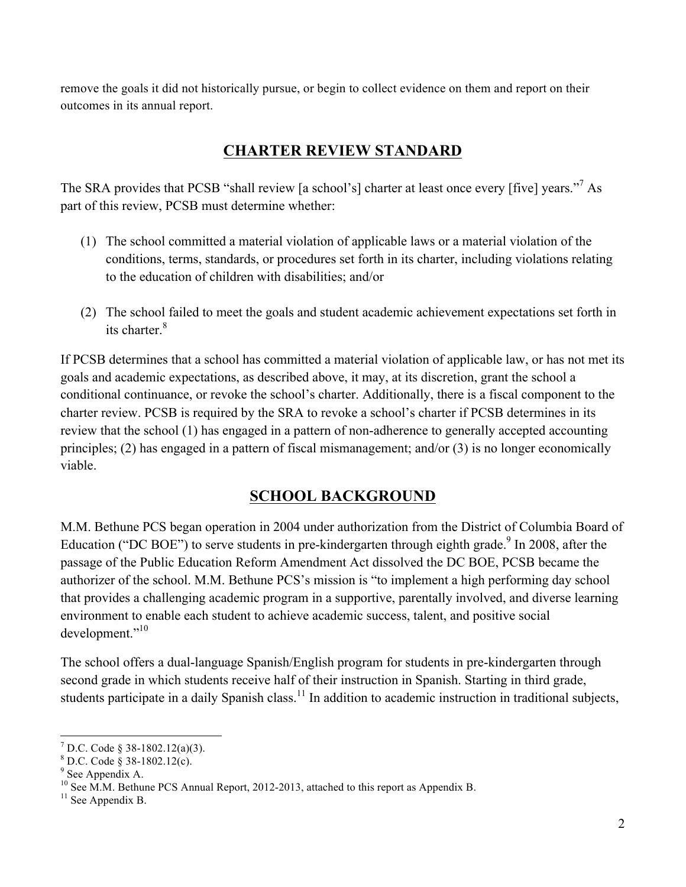remove the goals it did not historically pursue, or begin to collect evidence on them and report on their outcomes in its annual report.

## CHARTER REVIEW STANDARD

The SRA provides that PCSB "shall review [a school's] charter at least once every [five] years."[7] As part of this review, PCSB must determine whether:

(1) The school committed a material violation of applicable laws or a material violation of the conditions, terms, standards, or procedures set forth in its charter, including violations relating to the education of children with disabilities; and/or

(2) The school failed to meet the goals and student academic achievement expectations set forth in its charter.[8]

If PCSB determines that a school has committed a material violation of applicable law, or has not met its goals and academic expectations, as described above, it may, at its discretion, grant the school a conditional continuance, or revoke the school's charter. Additionally, there is a fiscal component to the charter review. PCSB is required by the SRA to revoke a school's charter if PCSB determines in its review that the school (1) has engaged in a pattern of non-adherence to generally accepted accounting principles; (2) has engaged in a pattern of fiscal mismanagement; and/or (3) is no longer economically viable.

## SCHOOL BACKGROUND

M.M. Bethune PCS began operation in 2004 under authorization from the District of Columbia Board of Education ("DC BOE") to serve students in pre-kindergarten through eighth grade.[9] In 2008, after the passage of the Public Education Reform Amendment Act dissolved the DC BOE, PCSB became the authorizer of the school. M.M. Bethune PCS's mission is "to implement a high performing day school that provides a challenging academic program in a supportive, parentally involved, and diverse learning environment to enable each student to achieve academic success, talent, and positive social development."[10]

The school offers a dual-language Spanish/English program for students in pre-kindergarten through second grade in which students receive half of their instruction in Spanish. Starting in third grade, students participate in a daily Spanish class.[11] In addition to academic instruction in traditional subjects,

---

[7] D.C. Code § 38-1802.12(a)(3).
[8] D.C. Code § 38-1802.12(c).
[9] See Appendix A.
[10] See M.M. Bethune PCS Annual Report, 2012-2013, attached to this report as Appendix B.
[11] See Appendix B.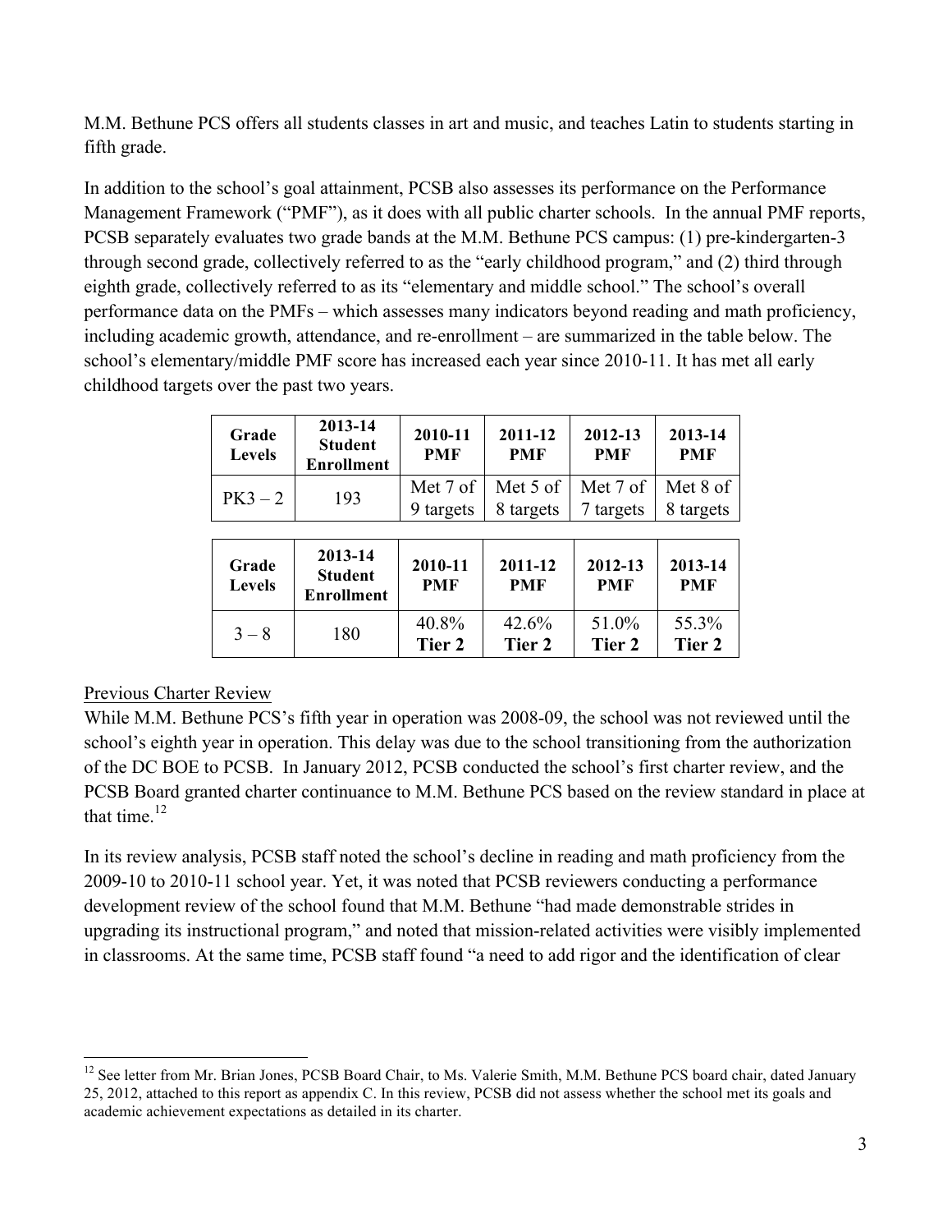M.M. Bethune PCS offers all students classes in art and music, and teaches Latin to students starting in fifth grade.

In addition to the school's goal attainment, PCSB also assesses its performance on the Performance Management Framework ("PMF"), as it does with all public charter schools. In the annual PMF reports, PCSB separately evaluates two grade bands at the M.M. Bethune PCS campus: (1) pre-kindergarten-3 through second grade, collectively referred to as the "early childhood program," and (2) third through eighth grade, collectively referred to as its "elementary and middle school." The school's overall performance data on the PMFs – which assesses many indicators beyond reading and math proficiency, including academic growth, attendance, and re-enrollment – are summarized in the table below. The school's elementary/middle PMF score has increased each year since 2010-11. It has met all early childhood targets over the past two years.

| Grade Levels | 2013-14 Student Enrollment | 2010-11 PMF | 2011-12 PMF | 2012-13 PMF | 2013-14 PMF |
|---|---|---|---|---|---|
| PK3 – 2 | 193 | Met 7 of 9 targets | Met 5 of 8 targets | Met 7 of 7 targets | Met 8 of 8 targets |

| Grade Levels | 2013-14 Student Enrollment | 2010-11 PMF | 2011-12 PMF | 2012-13 PMF | 2013-14 PMF |
|---|---|---|---|---|---|
| 3 – 8 | 180 | 40.8% **Tier 2** | 42.6% **Tier 2** | 51.0% **Tier 2** | 55.3% **Tier 2** |

Previous Charter Review

While M.M. Bethune PCS's fifth year in operation was 2008-09, the school was not reviewed until the school's eighth year in operation. This delay was due to the school transitioning from the authorization of the DC BOE to PCSB. In January 2012, PCSB conducted the school's first charter review, and the PCSB Board granted charter continuance to M.M. Bethune PCS based on the review standard in place at that time.[12]

In its review analysis, PCSB staff noted the school's decline in reading and math proficiency from the 2009-10 to 2010-11 school year. Yet, it was noted that PCSB reviewers conducting a performance development review of the school found that M.M. Bethune "had made demonstrable strides in upgrading its instructional program," and noted that mission-related activities were visibly implemented in classrooms. At the same time, PCSB staff found "a need to add rigor and the identification of clear

[12] See letter from Mr. Brian Jones, PCSB Board Chair, to Ms. Valerie Smith, M.M. Bethune PCS board chair, dated January 25, 2012, attached to this report as appendix C. In this review, PCSB did not assess whether the school met its goals and academic achievement expectations as detailed in its charter.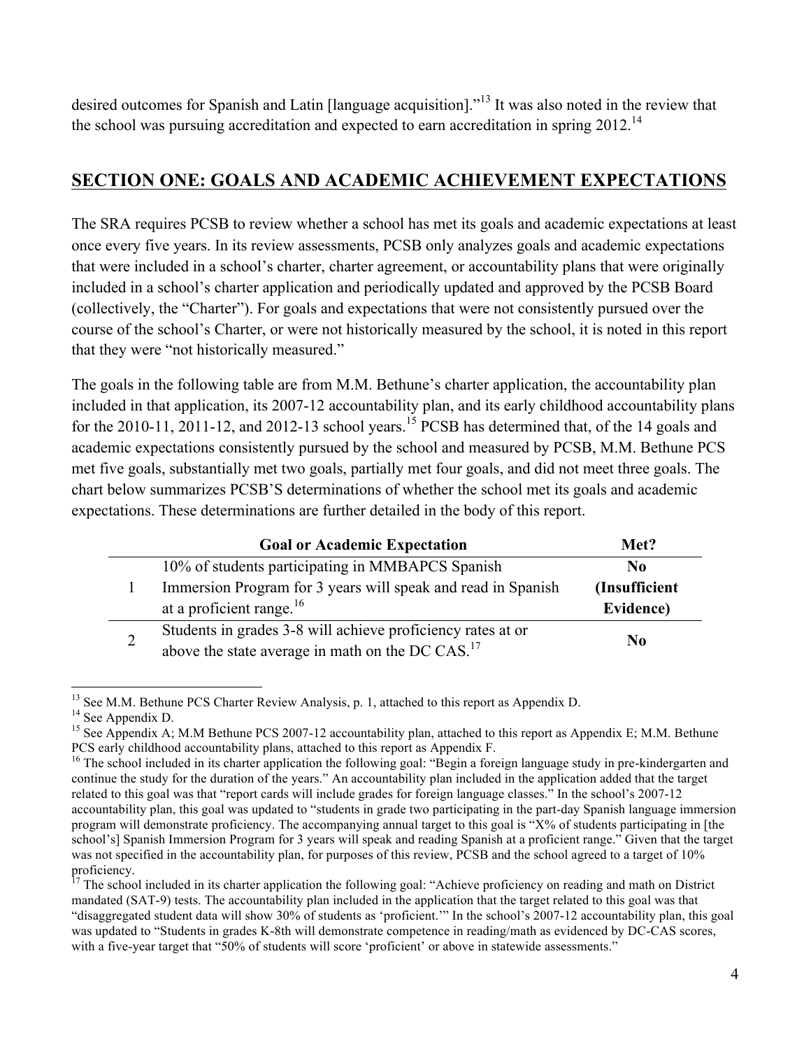desired outcomes for Spanish and Latin [language acquisition]."[13] It was also noted in the review that the school was pursuing accreditation and expected to earn accreditation in spring 2012.[14]

## SECTION ONE: GOALS AND ACADEMIC ACHIEVEMENT EXPECTATIONS

The SRA requires PCSB to review whether a school has met its goals and academic expectations at least once every five years. In its review assessments, PCSB only analyzes goals and academic expectations that were included in a school's charter, charter agreement, or accountability plans that were originally included in a school's charter application and periodically updated and approved by the PCSB Board (collectively, the "Charter"). For goals and expectations that were not consistently pursued over the course of the school's Charter, or were not historically measured by the school, it is noted in this report that they were "not historically measured."

The goals in the following table are from M.M. Bethune's charter application, the accountability plan included in that application, its 2007-12 accountability plan, and its early childhood accountability plans for the 2010-11, 2011-12, and 2012-13 school years.[15] PCSB has determined that, of the 14 goals and academic expectations consistently pursued by the school and measured by PCSB, M.M. Bethune PCS met five goals, substantially met two goals, partially met four goals, and did not meet three goals. The chart below summarizes PCSB'S determinations of whether the school met its goals and academic expectations. These determinations are further detailed in the body of this report.

| | Goal or Academic Expectation | Met? |
|---|---|---|
| 1 | 10% of students participating in MMBAPCS Spanish Immersion Program for 3 years will speak and read in Spanish at a proficient range.[16] | **No (Insufficient Evidence)** |
| 2 | Students in grades 3-8 will achieve proficiency rates at or above the state average in math on the DC CAS.[17] | **No** |

[13] See M.M. Bethune PCS Charter Review Analysis, p. 1, attached to this report as Appendix D.

[14] See Appendix D.

[15] See Appendix A; M.M Bethune PCS 2007-12 accountability plan, attached to this report as Appendix E; M.M. Bethune PCS early childhood accountability plans, attached to this report as Appendix F.

[16] The school included in its charter application the following goal: "Begin a foreign language study in pre-kindergarten and continue the study for the duration of the years." An accountability plan included in the application added that the target related to this goal was that "report cards will include grades for foreign language classes." In the school's 2007-12 accountability plan, this goal was updated to "students in grade two participating in the part-day Spanish language immersion program will demonstrate proficiency. The accompanying annual target to this goal is "X% of students participating in [the school's] Spanish Immersion Program for 3 years will speak and reading Spanish at a proficient range." Given that the target was not specified in the accountability plan, for purposes of this review, PCSB and the school agreed to a target of 10% proficiency.

[17] The school included in its charter application the following goal: "Achieve proficiency on reading and math on District mandated (SAT-9) tests. The accountability plan included in the application that the target related to this goal was that "disaggregated student data will show 30% of students as 'proficient.'" In the school's 2007-12 accountability plan, this goal was updated to "Students in grades K-8th will demonstrate competence in reading/math as evidenced by DC-CAS scores, with a five-year target that "50% of students will score 'proficient' or above in statewide assessments."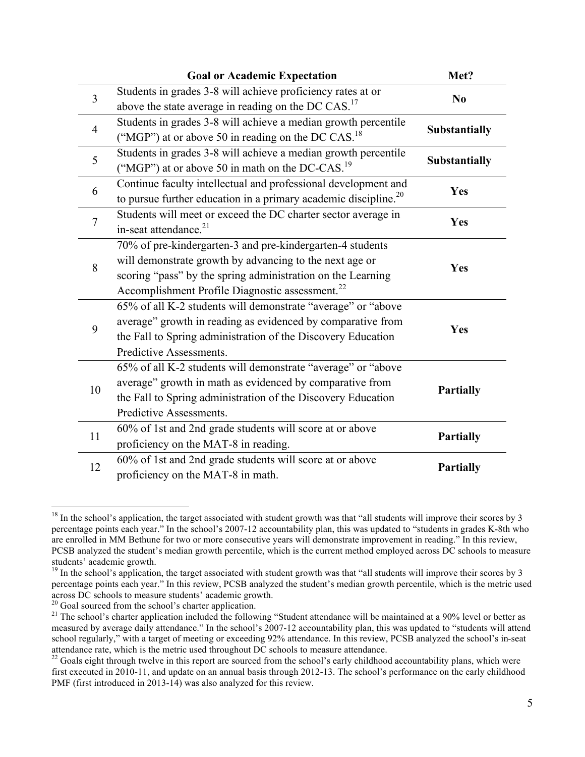| | Goal or Academic Expectation | Met? |
|---|---|---|
| 3 | Students in grades 3-8 will achieve proficiency rates at or above the state average in reading on the DC CAS.[17] | **No** |
| 4 | Students in grades 3-8 will achieve a median growth percentile ("MGP") at or above 50 in reading on the DC CAS.[18] | **Substantially** |
| 5 | Students in grades 3-8 will achieve a median growth percentile ("MGP") at or above 50 in math on the DC-CAS.[19] | **Substantially** |
| 6 | Continue faculty intellectual and professional development and to pursue further education in a primary academic discipline.[20] | **Yes** |
| 7 | Students will meet or exceed the DC charter sector average in in-seat attendance.[21] | **Yes** |
| 8 | 70% of pre-kindergarten-3 and pre-kindergarten-4 students will demonstrate growth by advancing to the next age or scoring "pass" by the spring administration on the Learning Accomplishment Profile Diagnostic assessment.[22] | **Yes** |
| 9 | 65% of all K-2 students will demonstrate "average" or "above average" growth in reading as evidenced by comparative from the Fall to Spring administration of the Discovery Education Predictive Assessments. | **Yes** |
| 10 | 65% of all K-2 students will demonstrate "average" or "above average" growth in math as evidenced by comparative from the Fall to Spring administration of the Discovery Education Predictive Assessments. | **Partially** |
| 11 | 60% of 1st and 2nd grade students will score at or above proficiency on the MAT-8 in reading. | **Partially** |
| 12 | 60% of 1st and 2nd grade students will score at or above proficiency on the MAT-8 in math. | **Partially** |

[18] In the school's application, the target associated with student growth was that "all students will improve their scores by 3 percentage points each year." In the school's 2007-12 accountability plan, this was updated to "students in grades K-8th who are enrolled in MM Bethune for two or more consecutive years will demonstrate improvement in reading." In this review, PCSB analyzed the student's median growth percentile, which is the current method employed across DC schools to measure students' academic growth.

[19] In the school's application, the target associated with student growth was that "all students will improve their scores by 3 percentage points each year." In this review, PCSB analyzed the student's median growth percentile, which is the metric used across DC schools to measure students' academic growth.

[20] Goal sourced from the school's charter application.

[21] The school's charter application included the following "Student attendance will be maintained at a 90% level or better as measured by average daily attendance." In the school's 2007-12 accountability plan, this was updated to "students will attend school regularly," with a target of meeting or exceeding 92% attendance. In this review, PCSB analyzed the school's in-seat attendance rate, which is the metric used throughout DC schools to measure attendance.

[22] Goals eight through twelve in this report are sourced from the school's early childhood accountability plans, which were first executed in 2010-11, and update on an annual basis through 2012-13. The school's performance on the early childhood PMF (first introduced in 2013-14) was also analyzed for this review.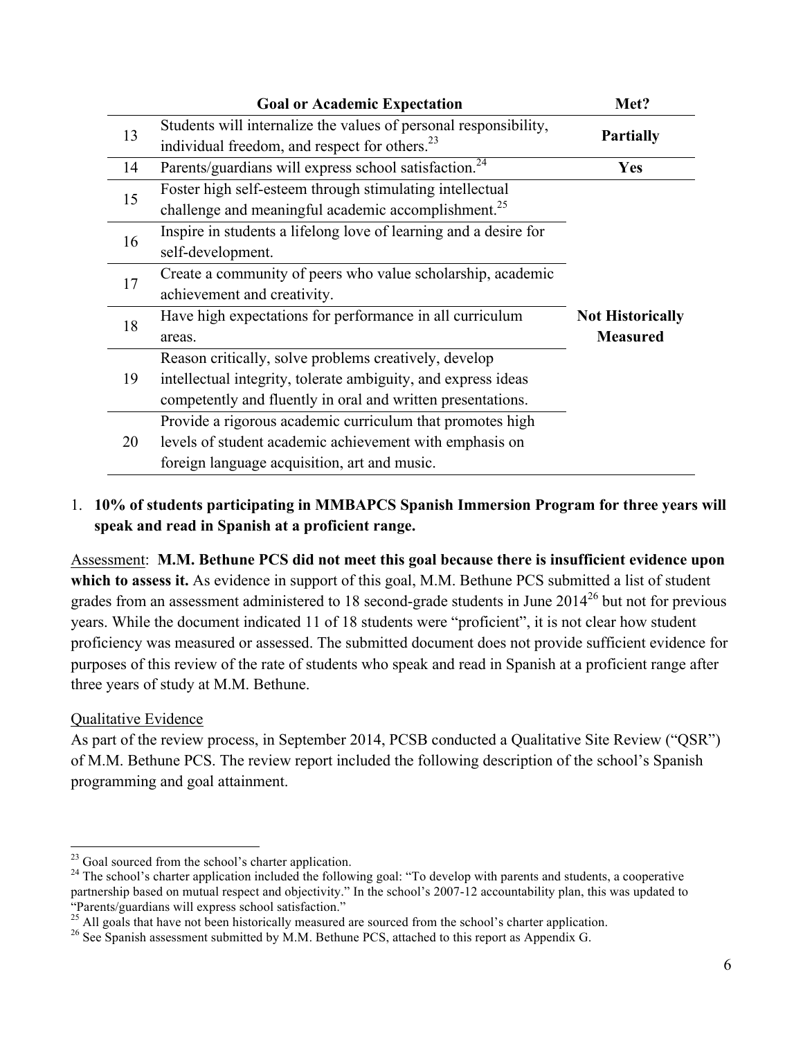| | Goal or Academic Expectation | Met? |
|---|---|---|
| 13 | Students will internalize the values of personal responsibility, individual freedom, and respect for others.[23] | **Partially** |
| 14 | Parents/guardians will express school satisfaction.[24] | **Yes** |
| 15 | Foster high self-esteem through stimulating intellectual challenge and meaningful academic accomplishment.[25] | **Not Historically Measured** |
| 16 | Inspire in students a lifelong love of learning and a desire for self-development. | |
| 17 | Create a community of peers who value scholarship, academic achievement and creativity. | |
| 18 | Have high expectations for performance in all curriculum areas. | |
| 19 | Reason critically, solve problems creatively, develop intellectual integrity, tolerate ambiguity, and express ideas competently and fluently in oral and written presentations. | |
| 20 | Provide a rigorous academic curriculum that promotes high levels of student academic achievement with emphasis on foreign language acquisition, art and music. | |

1. **10% of students participating in MMBAPCS Spanish Immersion Program for three years will speak and read in Spanish at a proficient range.**

Assessment: **M.M. Bethune PCS did not meet this goal because there is insufficient evidence upon which to assess it.** As evidence in support of this goal, M.M. Bethune PCS submitted a list of student grades from an assessment administered to 18 second-grade students in June 2014[26] but not for previous years. While the document indicated 11 of 18 students were "proficient", it is not clear how student proficiency was measured or assessed. The submitted document does not provide sufficient evidence for purposes of this review of the rate of students who speak and read in Spanish at a proficient range after three years of study at M.M. Bethune.

Qualitative Evidence

As part of the review process, in September 2014, PCSB conducted a Qualitative Site Review ("QSR") of M.M. Bethune PCS. The review report included the following description of the school's Spanish programming and goal attainment.

[23] Goal sourced from the school's charter application.

[24] The school's charter application included the following goal: "To develop with parents and students, a cooperative partnership based on mutual respect and objectivity." In the school's 2007-12 accountability plan, this was updated to "Parents/guardians will express school satisfaction."

[25] All goals that have not been historically measured are sourced from the school's charter application.

[26] See Spanish assessment submitted by M.M. Bethune PCS, attached to this report as Appendix G.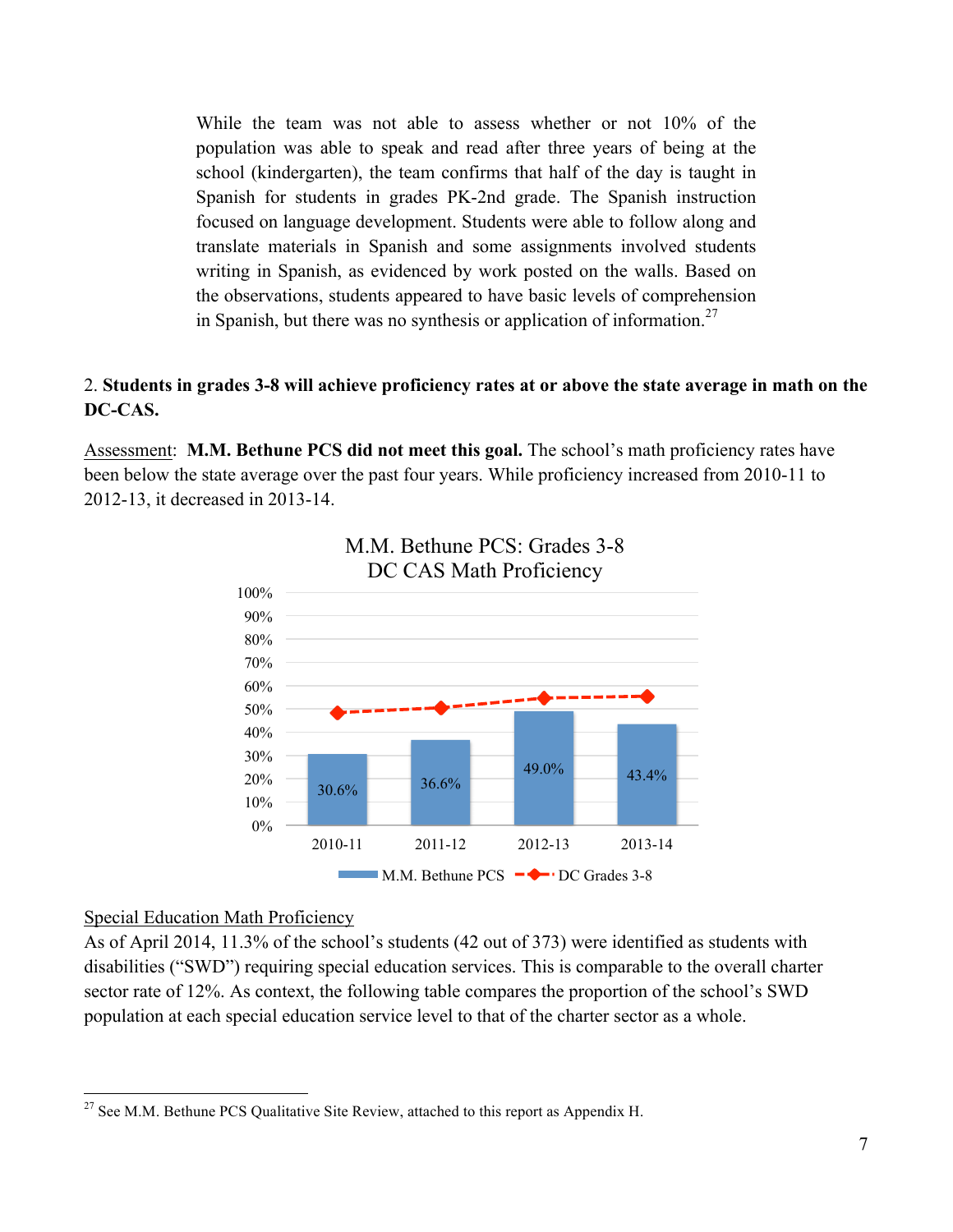While the team was not able to assess whether or not 10% of the population was able to speak and read after three years of being at the school (kindergarten), the team confirms that half of the day is taught in Spanish for students in grades PK-2nd grade. The Spanish instruction focused on language development. Students were able to follow along and translate materials in Spanish and some assignments involved students writing in Spanish, as evidenced by work posted on the walls. Based on the observations, students appeared to have basic levels of comprehension in Spanish, but there was no synthesis or application of information.[27]

2. **Students in grades 3-8 will achieve proficiency rates at or above the state average in math on the DC-CAS.**

Assessment: **M.M. Bethune PCS did not meet this goal.** The school's math proficiency rates have been below the state average over the past four years. While proficiency increased from 2010-11 to 2012-13, it decreased in 2013-14.

M.M. Bethune PCS: Grades 3-8
DC CAS Math Proficiency

| | 2010-11 | 2011-12 | 2012-13 | 2013-14 |
|---|---|---|---|---|
| M.M. Bethune PCS | 30.6% | 36.6% | 49.0% | 43.4% |

Special Education Math Proficiency

As of April 2014, 11.3% of the school's students (42 out of 373) were identified as students with disabilities ("SWD") requiring special education services. This is comparable to the overall charter sector rate of 12%. As context, the following table compares the proportion of the school's SWD population at each special education service level to that of the charter sector as a whole.

[27] See M.M. Bethune PCS Qualitative Site Review, attached to this report as Appendix H.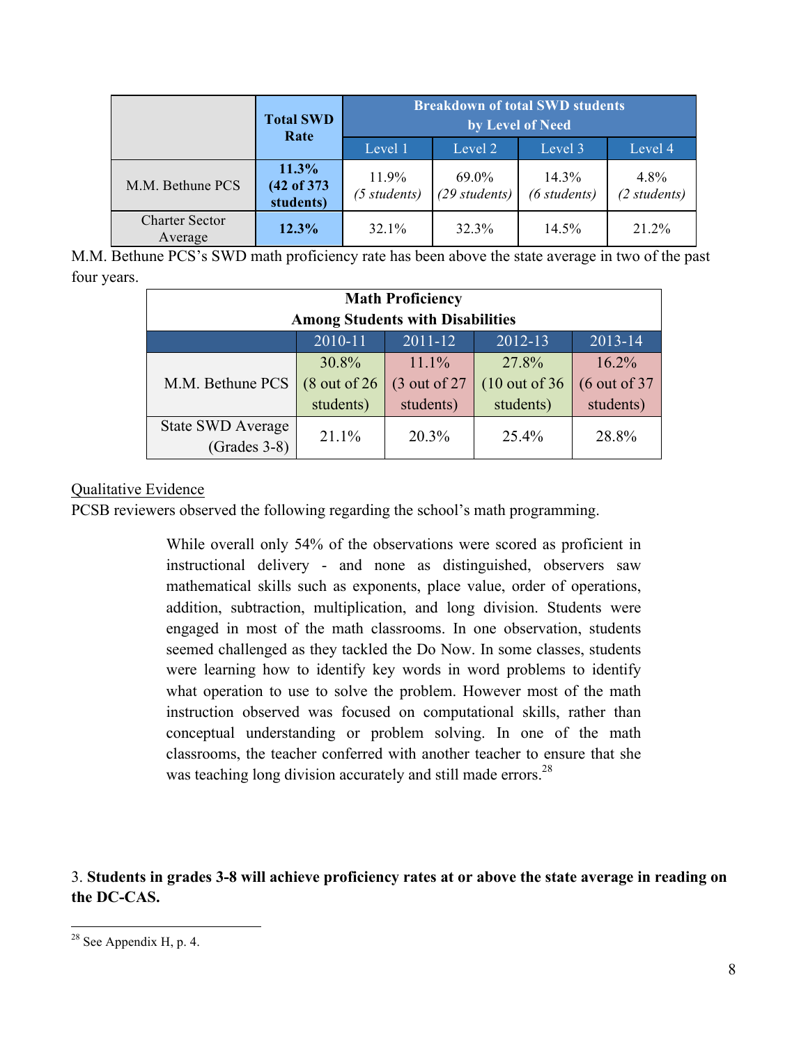| | Total SWD Rate | Breakdown of total SWD students by Level of Need | | | |
|---|---|---|---|---|---|
| | | Level 1 | Level 2 | Level 3 | Level 4 |
| M.M. Bethune PCS | **11.3% (42 of 373 students)** | 11.9% *(5 students)* | 69.0% *(29 students)* | 14.3% *(6 students)* | 4.8% *(2 students)* |
| Charter Sector Average | **12.3%** | 32.1% | 32.3% | 14.5% | 21.2% |

M.M. Bethune PCS's SWD math proficiency rate has been above the state average in two of the past four years.

| Math Proficiency Among Students with Disabilities | | | | |
|---|---|---|---|---|
| | 2010-11 | 2011-12 | 2012-13 | 2013-14 |
| M.M. Bethune PCS | 30.8% (8 out of 26 students) | 11.1% (3 out of 27 students) | 27.8% (10 out of 36 students) | 16.2% (6 out of 37 students) |
| State SWD Average (Grades 3-8) | 21.1% | 20.3% | 25.4% | 28.8% |

Qualitative Evidence

PCSB reviewers observed the following regarding the school's math programming.

> While overall only 54% of the observations were scored as proficient in instructional delivery - and none as distinguished, observers saw mathematical skills such as exponents, place value, order of operations, addition, subtraction, multiplication, and long division. Students were engaged in most of the math classrooms. In one observation, students seemed challenged as they tackled the Do Now. In some classes, students were learning how to identify key words in word problems to identify what operation to use to solve the problem. However most of the math instruction observed was focused on computational skills, rather than conceptual understanding or problem solving. In one of the math classrooms, the teacher conferred with another teacher to ensure that she was teaching long division accurately and still made errors.[28]

3. **Students in grades 3-8 will achieve proficiency rates at or above the state average in reading on the DC-CAS.**

[28] See Appendix H, p. 4.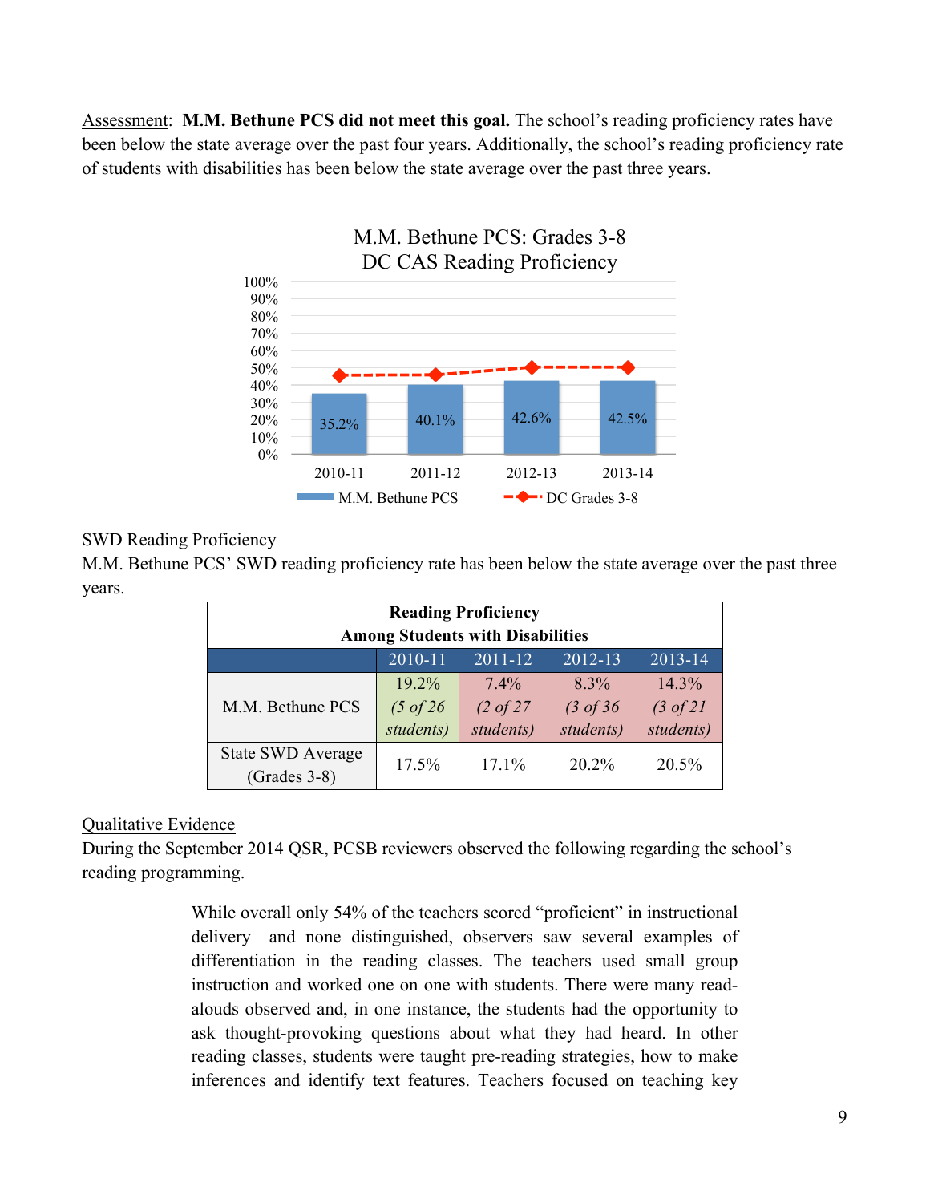Assessment: **M.M. Bethune PCS did not meet this goal.** The school's reading proficiency rates have been below the state average over the past four years. Additionally, the school's reading proficiency rate of students with disabilities has been below the state average over the past three years.

M.M. Bethune PCS: Grades 3-8
DC CAS Reading Proficiency

| | 2010-11 | 2011-12 | 2012-13 | 2013-14 |
|---|---|---|---|---|
| M.M. Bethune PCS | 35.2% | 40.1% | 42.6% | 42.5% |

SWD Reading Proficiency

M.M. Bethune PCS' SWD reading proficiency rate has been below the state average over the past three years.

| Reading Proficiency Among Students with Disabilities | | | | |
|---|---|---|---|---|
| | 2010-11 | 2011-12 | 2012-13 | 2013-14 |
| M.M. Bethune PCS | 19.2% *(5 of 26 students)* | 7.4% *(2 of 27 students)* | 8.3% *(3 of 36 students)* | 14.3% *(3 of 21 students)* |
| State SWD Average (Grades 3-8) | 17.5% | 17.1% | 20.2% | 20.5% |

Qualitative Evidence

During the September 2014 QSR, PCSB reviewers observed the following regarding the school's reading programming.

> While overall only 54% of the teachers scored "proficient" in instructional delivery—and none distinguished, observers saw several examples of differentiation in the reading classes. The teachers used small group instruction and worked one on one with students. There were many read-alouds observed and, in one instance, the students had the opportunity to ask thought-provoking questions about what they had heard. In other reading classes, students were taught pre-reading strategies, how to make inferences and identify text features. Teachers focused on teaching key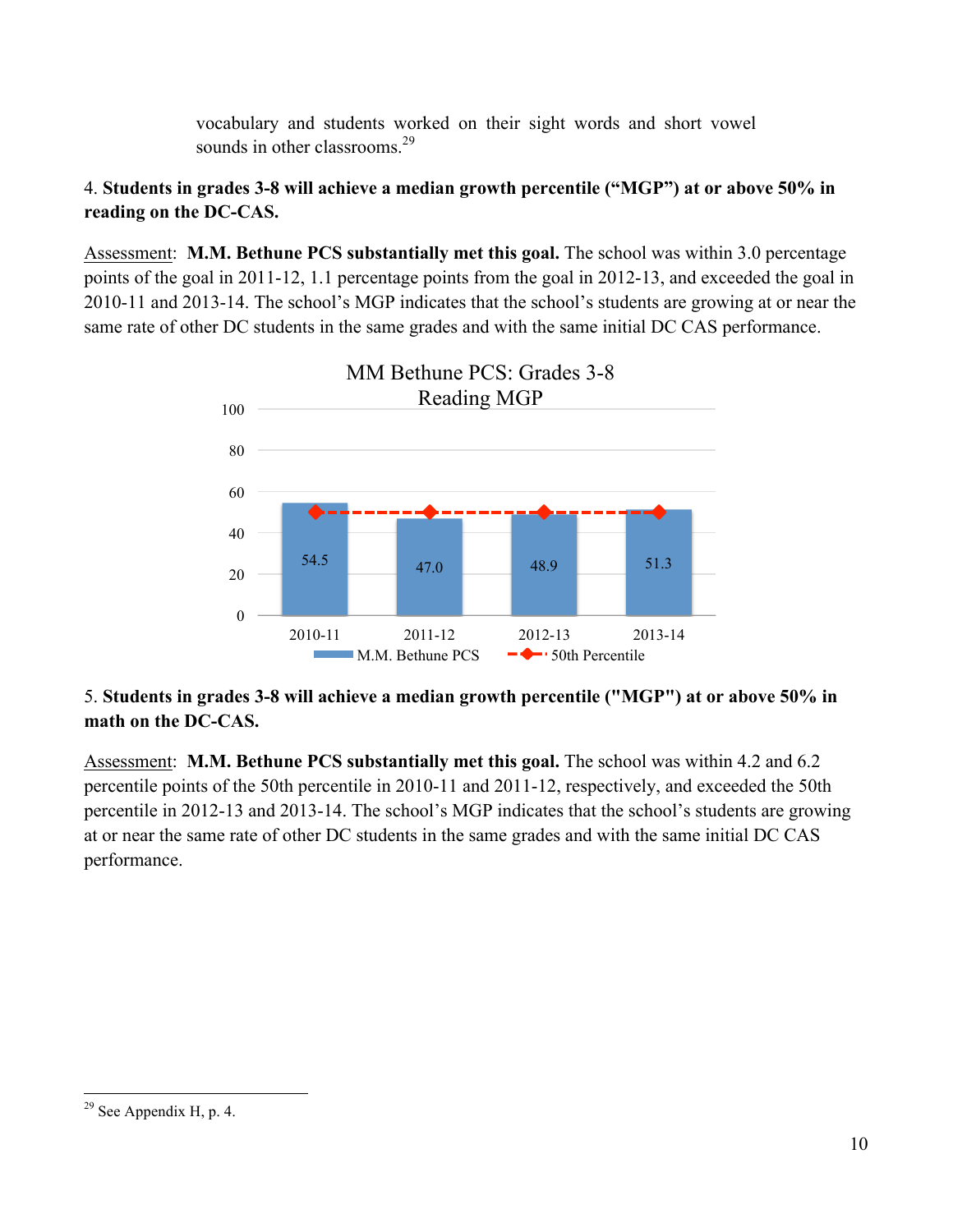vocabulary and students worked on their sight words and short vowel sounds in other classrooms.[29]

4. **Students in grades 3-8 will achieve a median growth percentile ("MGP") at or above 50% in reading on the DC-CAS.**

Assessment: **M.M. Bethune PCS substantially met this goal.** The school was within 3.0 percentage points of the goal in 2011-12, 1.1 percentage points from the goal in 2012-13, and exceeded the goal in 2010-11 and 2013-14. The school's MGP indicates that the school's students are growing at or near the same rate of other DC students in the same grades and with the same initial DC CAS performance.

MM Bethune PCS: Grades 3-8 Reading MGP

| | 2010-11 | 2011-12 | 2012-13 | 2013-14 |
|---|---|---|---|---|
| M.M. Bethune PCS | 54.5 | 47.0 | 48.9 | 51.3 |
| 50th Percentile | 50 | 50 | 50 | 50 |

5. **Students in grades 3-8 will achieve a median growth percentile ("MGP") at or above 50% in math on the DC-CAS.**

Assessment: **M.M. Bethune PCS substantially met this goal.** The school was within 4.2 and 6.2 percentile points of the 50th percentile in 2010-11 and 2011-12, respectively, and exceeded the 50th percentile in 2012-13 and 2013-14. The school's MGP indicates that the school's students are growing at or near the same rate of other DC students in the same grades and with the same initial DC CAS performance.

[29] See Appendix H, p. 4.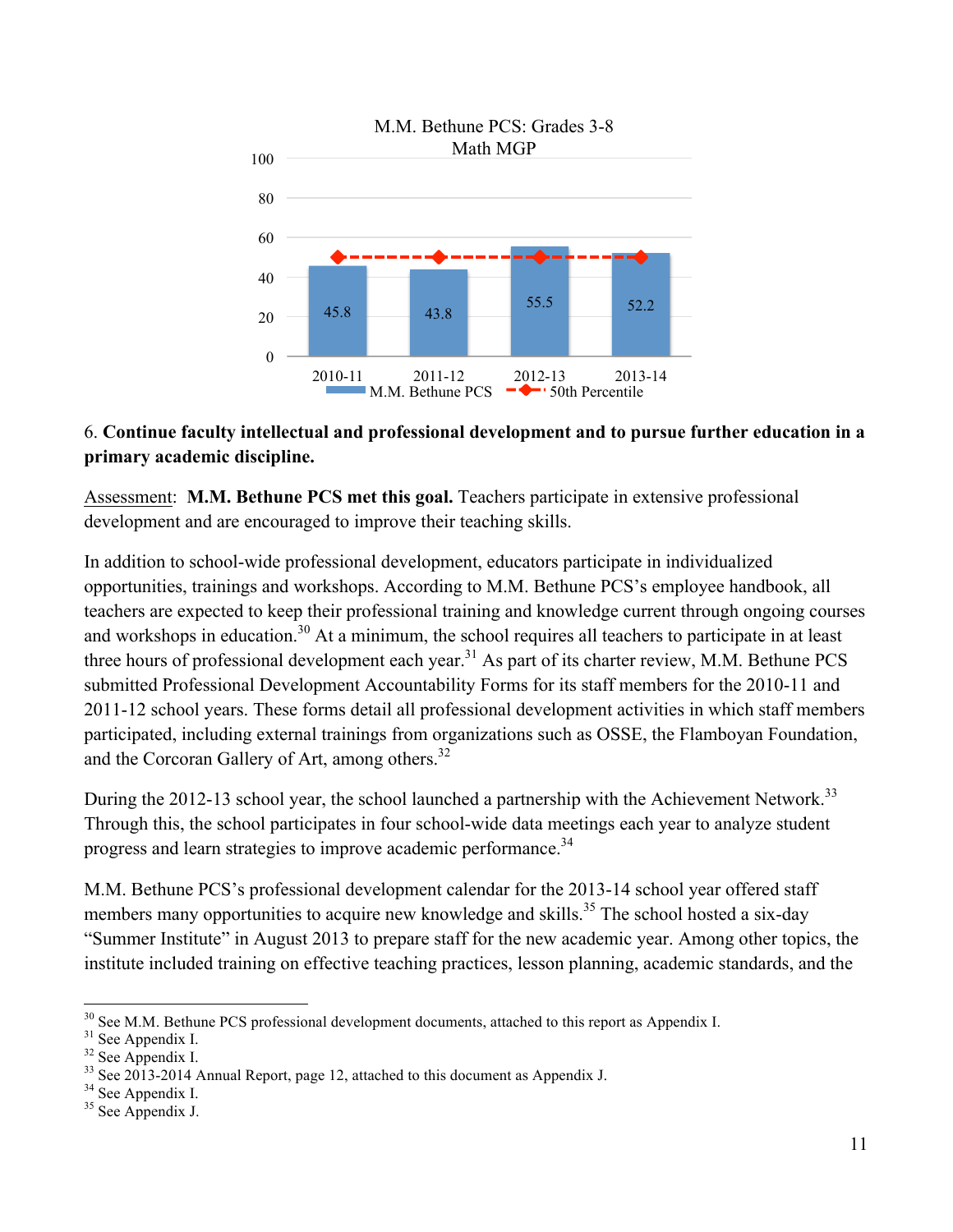M.M. Bethune PCS: Grades 3-8 Math MGP

| | 2010-11 | 2011-12 | 2012-13 | 2013-14 |
|---|---|---|---|---|
| M.M. Bethune PCS | 45.8 | 43.8 | 55.5 | 52.2 |
| 50th Percentile | 50 | 50 | 50 | 50 |

6. **Continue faculty intellectual and professional development and to pursue further education in a primary academic discipline.**

Assessment: **M.M. Bethune PCS met this goal.** Teachers participate in extensive professional development and are encouraged to improve their teaching skills.

In addition to school-wide professional development, educators participate in individualized opportunities, trainings and workshops. According to M.M. Bethune PCS's employee handbook, all teachers are expected to keep their professional training and knowledge current through ongoing courses and workshops in education.[30] At a minimum, the school requires all teachers to participate in at least three hours of professional development each year.[31] As part of its charter review, M.M. Bethune PCS submitted Professional Development Accountability Forms for its staff members for the 2010-11 and 2011-12 school years. These forms detail all professional development activities in which staff members participated, including external trainings from organizations such as OSSE, the Flamboyan Foundation, and the Corcoran Gallery of Art, among others.[32]

During the 2012-13 school year, the school launched a partnership with the Achievement Network.[33] Through this, the school participates in four school-wide data meetings each year to analyze student progress and learn strategies to improve academic performance.[34]

M.M. Bethune PCS's professional development calendar for the 2013-14 school year offered staff members many opportunities to acquire new knowledge and skills.[35] The school hosted a six-day "Summer Institute" in August 2013 to prepare staff for the new academic year. Among other topics, the institute included training on effective teaching practices, lesson planning, academic standards, and the

---

[30] See M.M. Bethune PCS professional development documents, attached to this report as Appendix I.
[31] See Appendix I.
[32] See Appendix I.
[33] See 2013-2014 Annual Report, page 12, attached to this document as Appendix J.
[34] See Appendix I.
[35] See Appendix J.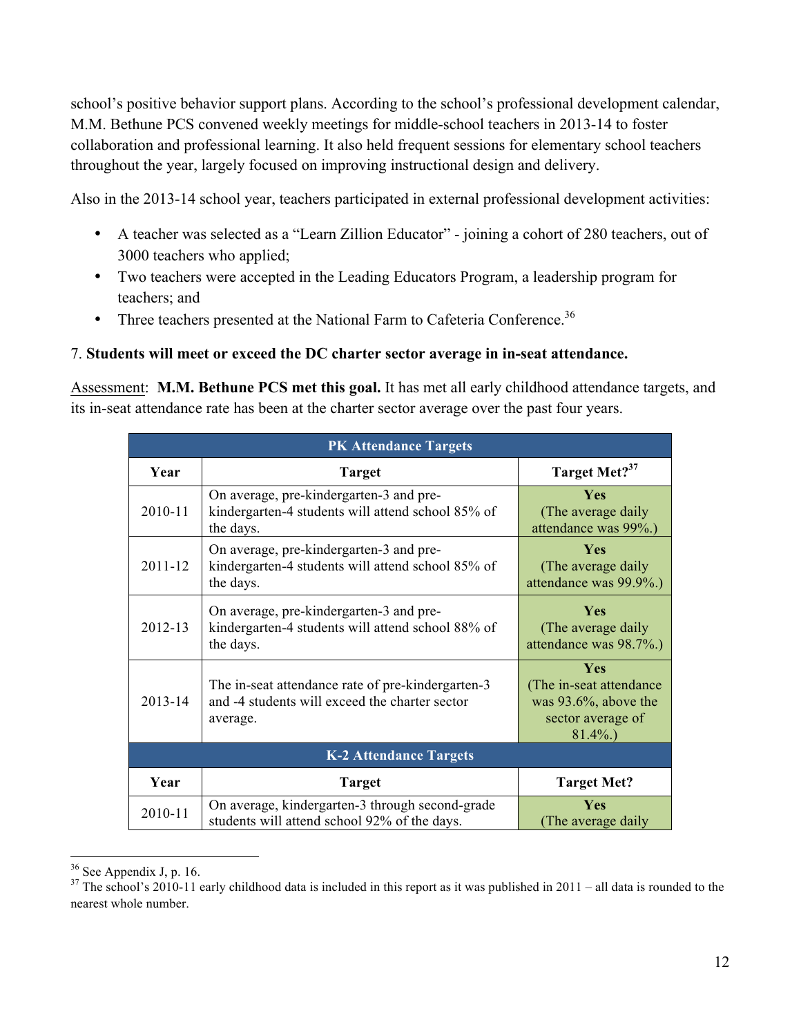school's positive behavior support plans. According to the school's professional development calendar, M.M. Bethune PCS convened weekly meetings for middle-school teachers in 2013-14 to foster collaboration and professional learning. It also held frequent sessions for elementary school teachers throughout the year, largely focused on improving instructional design and delivery.

Also in the 2013-14 school year, teachers participated in external professional development activities:

- A teacher was selected as a "Learn Zillion Educator" - joining a cohort of 280 teachers, out of 3000 teachers who applied;
- Two teachers were accepted in the Leading Educators Program, a leadership program for teachers; and
- Three teachers presented at the National Farm to Cafeteria Conference.[36]

7. **Students will meet or exceed the DC charter sector average in in-seat attendance.**

Assessment: **M.M. Bethune PCS met this goal.** It has met all early childhood attendance targets, and its in-seat attendance rate has been at the charter sector average over the past four years.

| PK Attendance Targets | | |
|---|---|---|
| **Year** | **Target** | **Target Met?[37]** |
| 2010-11 | On average, pre-kindergarten-3 and pre-kindergarten-4 students will attend school 85% of the days. | **Yes** (The average daily attendance was 99%.) |
| 2011-12 | On average, pre-kindergarten-3 and pre-kindergarten-4 students will attend school 85% of the days. | **Yes** (The average daily attendance was 99.9%.) |
| 2012-13 | On average, pre-kindergarten-3 and pre-kindergarten-4 students will attend school 88% of the days. | **Yes** (The average daily attendance was 98.7%.) |
| 2013-14 | The in-seat attendance rate of pre-kindergarten-3 and -4 students will exceed the charter sector average. | **Yes** (The in-seat attendance was 93.6%, above the sector average of 81.4%.) |
| **K-2 Attendance Targets** | | |
| **Year** | **Target** | **Target Met?** |
| 2010-11 | On average, kindergarten-3 through second-grade students will attend school 92% of the days. | **Yes** (The average daily |

[36] See Appendix J, p. 16.

[37] The school's 2010-11 early childhood data is included in this report as it was published in 2011 – all data is rounded to the nearest whole number.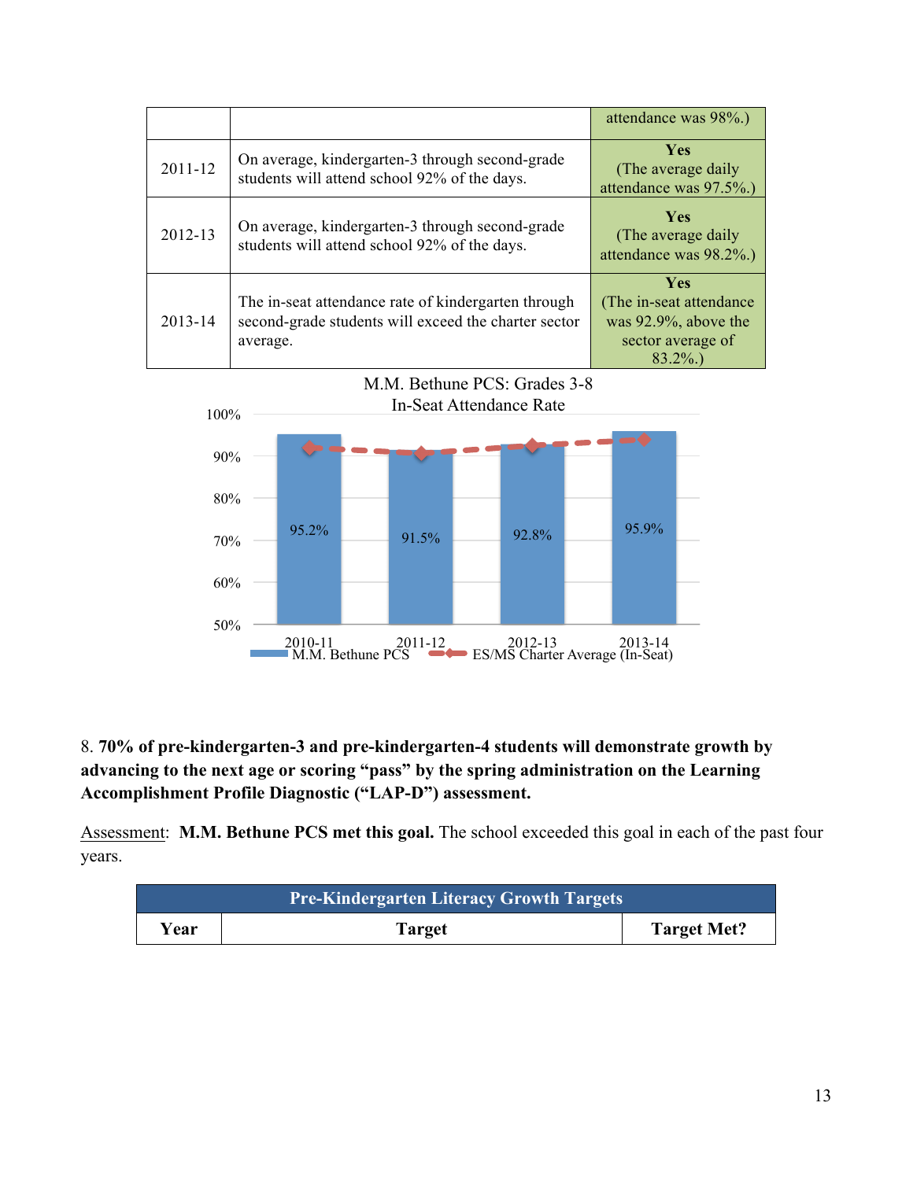| | | attendance was 98%.) |
|---|---|---|
| 2011-12 | On average, kindergarten-3 through second-grade students will attend school 92% of the days. | **Yes** (The average daily attendance was 97.5%.) |
| 2012-13 | On average, kindergarten-3 through second-grade students will attend school 92% of the days. | **Yes** (The average daily attendance was 98.2%.) |
| 2013-14 | The in-seat attendance rate of kindergarten through second-grade students will exceed the charter sector average. | **Yes** (The in-seat attendance was 92.9%, above the sector average of 83.2%.) |

M.M. Bethune PCS: Grades 3-8
In-Seat Attendance Rate

| Year | M.M. Bethune PCS |
|---|---|
| 2010-11 | 95.2% |
| 2011-12 | 91.5% |
| 2012-13 | 92.8% |
| 2013-14 | 95.9% |

M.M. Bethune PCS — ES/MS Charter Average (In-Seat)

8. **70% of pre-kindergarten-3 and pre-kindergarten-4 students will demonstrate growth by advancing to the next age or scoring "pass" by the spring administration on the Learning Accomplishment Profile Diagnostic ("LAP-D") assessment.**

Assessment: **M.M. Bethune PCS met this goal.** The school exceeded this goal in each of the past four years.

| Pre-Kindergarten Literacy Growth Targets | | |
|---|---|---|
| **Year** | **Target** | **Target Met?** |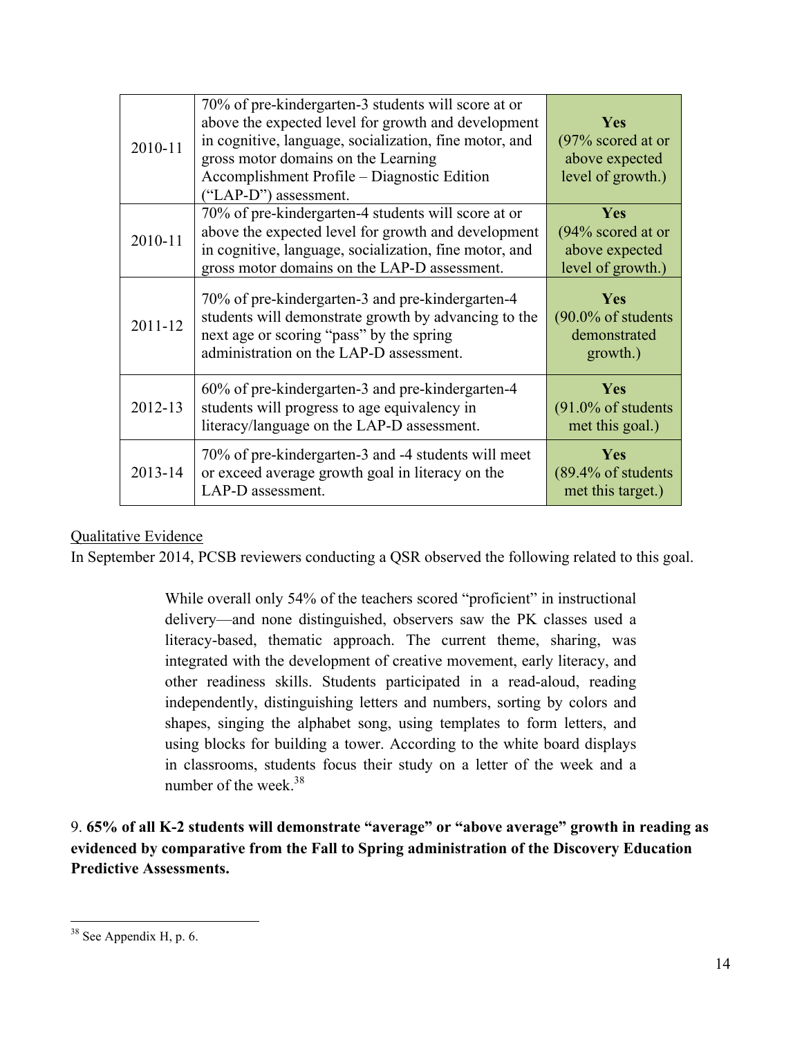| | | |
|---|---|---|
| 2010-11 | 70% of pre-kindergarten-3 students will score at or above the expected level for growth and development in cognitive, language, socialization, fine motor, and gross motor domains on the Learning Accomplishment Profile – Diagnostic Edition ("LAP-D") assessment. | **Yes** (97% scored at or above expected level of growth.) |
| 2010-11 | 70% of pre-kindergarten-4 students will score at or above the expected level for growth and development in cognitive, language, socialization, fine motor, and gross motor domains on the LAP-D assessment. | **Yes** (94% scored at or above expected level of growth.) |
| 2011-12 | 70% of pre-kindergarten-3 and pre-kindergarten-4 students will demonstrate growth by advancing to the next age or scoring "pass" by the spring administration on the LAP-D assessment. | **Yes** (90.0% of students demonstrated growth.) |
| 2012-13 | 60% of pre-kindergarten-3 and pre-kindergarten-4 students will progress to age equivalency in literacy/language on the LAP-D assessment. | **Yes** (91.0% of students met this goal.) |
| 2013-14 | 70% of pre-kindergarten-3 and -4 students will meet or exceed average growth goal in literacy on the LAP-D assessment. | **Yes** (89.4% of students met this target.) |

Qualitative Evidence

In September 2014, PCSB reviewers conducting a QSR observed the following related to this goal.

> While overall only 54% of the teachers scored "proficient" in instructional delivery—and none distinguished, observers saw the PK classes used a literacy-based, thematic approach. The current theme, sharing, was integrated with the development of creative movement, early literacy, and other readiness skills. Students participated in a read-aloud, reading independently, distinguishing letters and numbers, sorting by colors and shapes, singing the alphabet song, using templates to form letters, and using blocks for building a tower. According to the white board displays in classrooms, students focus their study on a letter of the week and a number of the week.[38]

9. **65% of all K-2 students will demonstrate "average" or "above average" growth in reading as evidenced by comparative from the Fall to Spring administration of the Discovery Education Predictive Assessments.**

[38] See Appendix H, p. 6.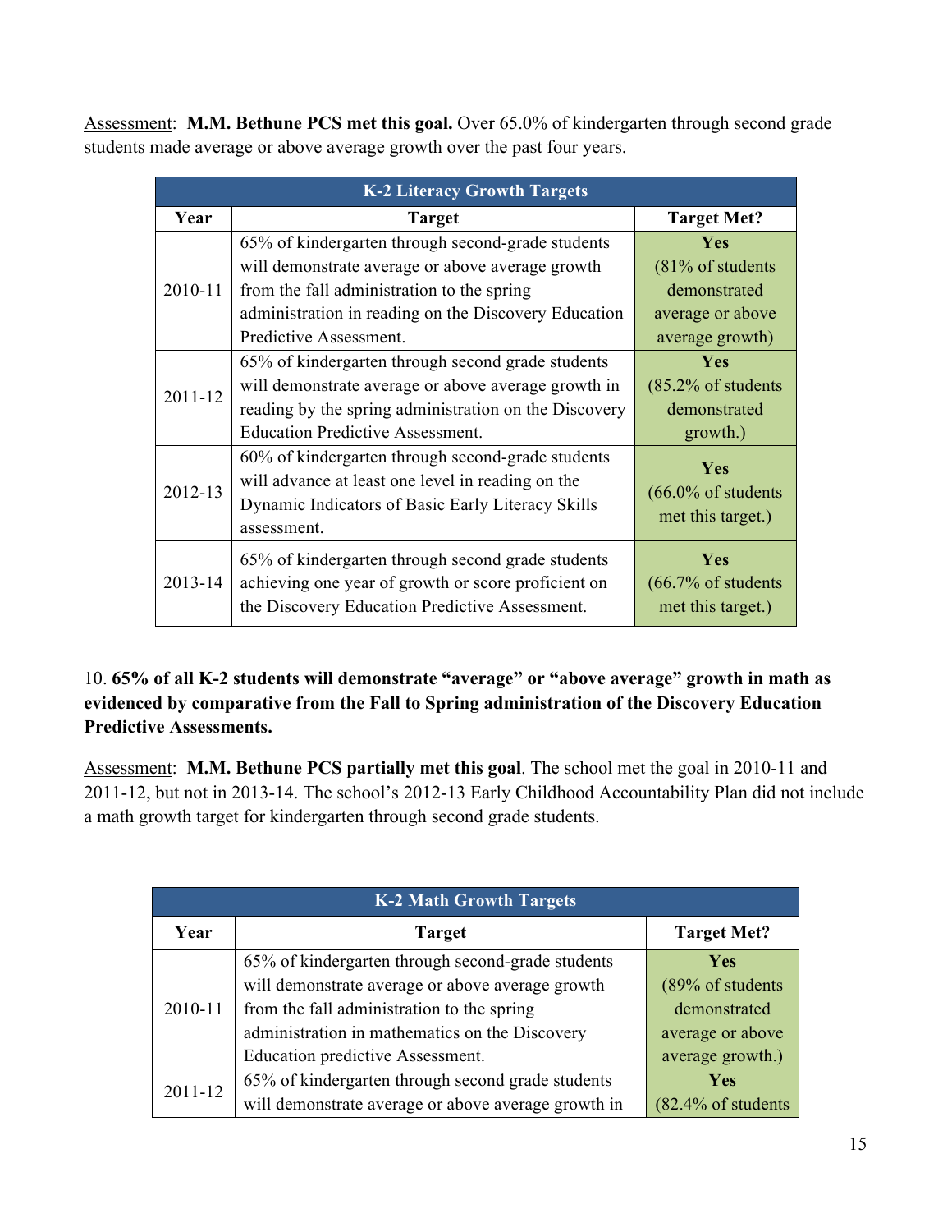Assessment: **M.M. Bethune PCS met this goal.** Over 65.0% of kindergarten through second grade students made average or above average growth over the past four years.

| K-2 Literacy Growth Targets | | |
|---|---|---|
| **Year** | **Target** | **Target Met?** |
| 2010-11 | 65% of kindergarten through second-grade students will demonstrate average or above average growth from the fall administration to the spring administration in reading on the Discovery Education Predictive Assessment. | **Yes** (81% of students demonstrated average or above average growth) |
| 2011-12 | 65% of kindergarten through second grade students will demonstrate average or above average growth in reading by the spring administration on the Discovery Education Predictive Assessment. | **Yes** (85.2% of students demonstrated growth.) |
| 2012-13 | 60% of kindergarten through second-grade students will advance at least one level in reading on the Dynamic Indicators of Basic Early Literacy Skills assessment. | **Yes** (66.0% of students met this target.) |
| 2013-14 | 65% of kindergarten through second grade students achieving one year of growth or score proficient on the Discovery Education Predictive Assessment. | **Yes** (66.7% of students met this target.) |

10. **65% of all K-2 students will demonstrate "average" or "above average" growth in math as evidenced by comparative from the Fall to Spring administration of the Discovery Education Predictive Assessments.**

Assessment: **M.M. Bethune PCS partially met this goal**. The school met the goal in 2010-11 and 2011-12, but not in 2013-14. The school's 2012-13 Early Childhood Accountability Plan did not include a math growth target for kindergarten through second grade students.

| K-2 Math Growth Targets | | |
|---|---|---|
| **Year** | **Target** | **Target Met?** |
| 2010-11 | 65% of kindergarten through second-grade students will demonstrate average or above average growth from the fall administration to the spring administration in mathematics on the Discovery Education predictive Assessment. | **Yes** (89% of students demonstrated average or above average growth.) |
| 2011-12 | 65% of kindergarten through second grade students will demonstrate average or above average growth in | **Yes** (82.4% of students |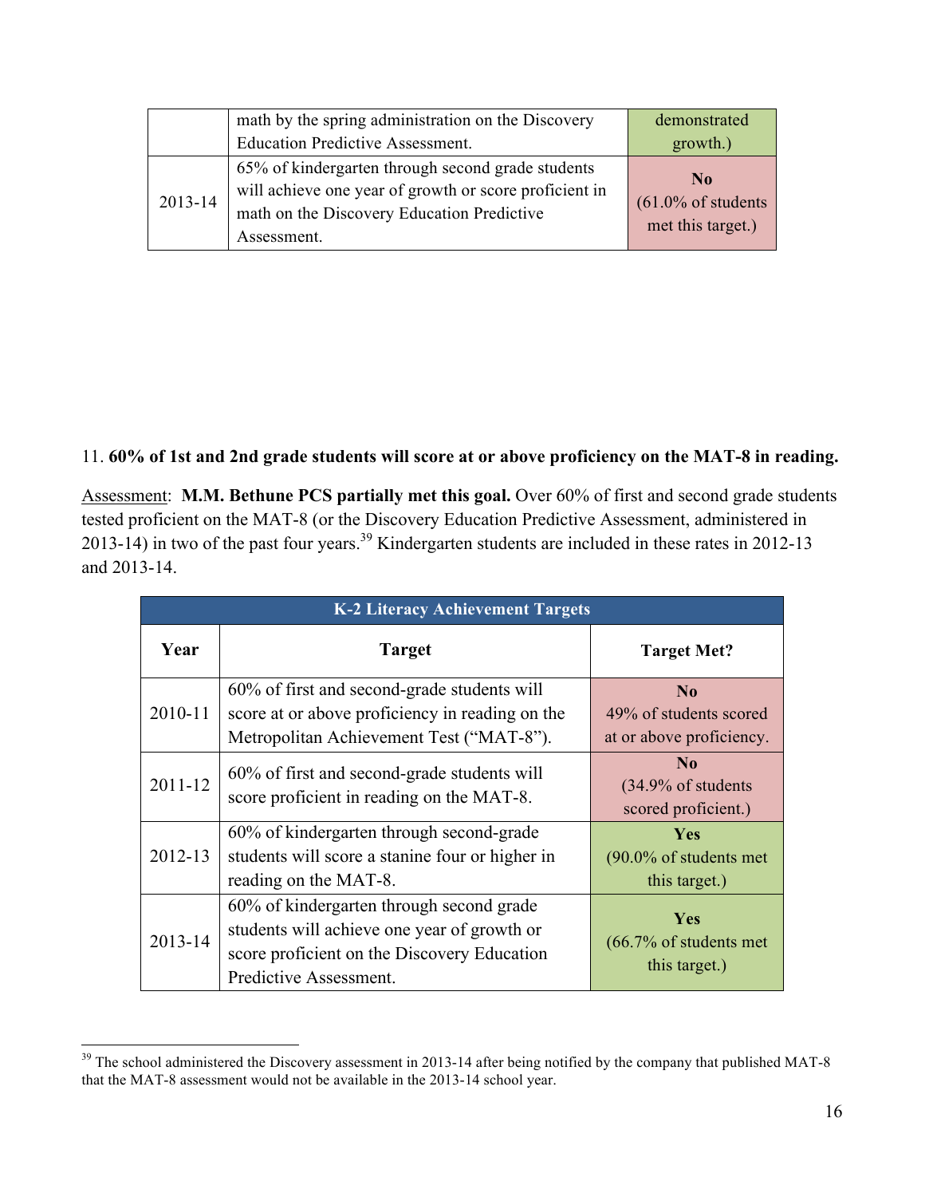| | | |
|---|---|---|
| | math by the spring administration on the Discovery Education Predictive Assessment. | demonstrated growth.) |
| 2013-14 | 65% of kindergarten through second grade students will achieve one year of growth or score proficient in math on the Discovery Education Predictive Assessment. | **No** (61.0% of students met this target.) |

11. **60% of 1st and 2nd grade students will score at or above proficiency on the MAT-8 in reading.**

Assessment: **M.M. Bethune PCS partially met this goal.** Over 60% of first and second grade students tested proficient on the MAT-8 (or the Discovery Education Predictive Assessment, administered in 2013-14) in two of the past four years.[39] Kindergarten students are included in these rates in 2012-13 and 2013-14.

| K-2 Literacy Achievement Targets | | |
|---|---|---|
| **Year** | **Target** | **Target Met?** |
| 2010-11 | 60% of first and second-grade students will score at or above proficiency in reading on the Metropolitan Achievement Test ("MAT-8"). | **No** 49% of students scored at or above proficiency. |
| 2011-12 | 60% of first and second-grade students will score proficient in reading on the MAT-8. | **No** (34.9% of students scored proficient.) |
| 2012-13 | 60% of kindergarten through second-grade students will score a stanine four or higher in reading on the MAT-8. | **Yes** (90.0% of students met this target.) |
| 2013-14 | 60% of kindergarten through second grade students will achieve one year of growth or score proficient on the Discovery Education Predictive Assessment. | **Yes** (66.7% of students met this target.) |

[39] The school administered the Discovery assessment in 2013-14 after being notified by the company that published MAT-8 that the MAT-8 assessment would not be available in the 2013-14 school year.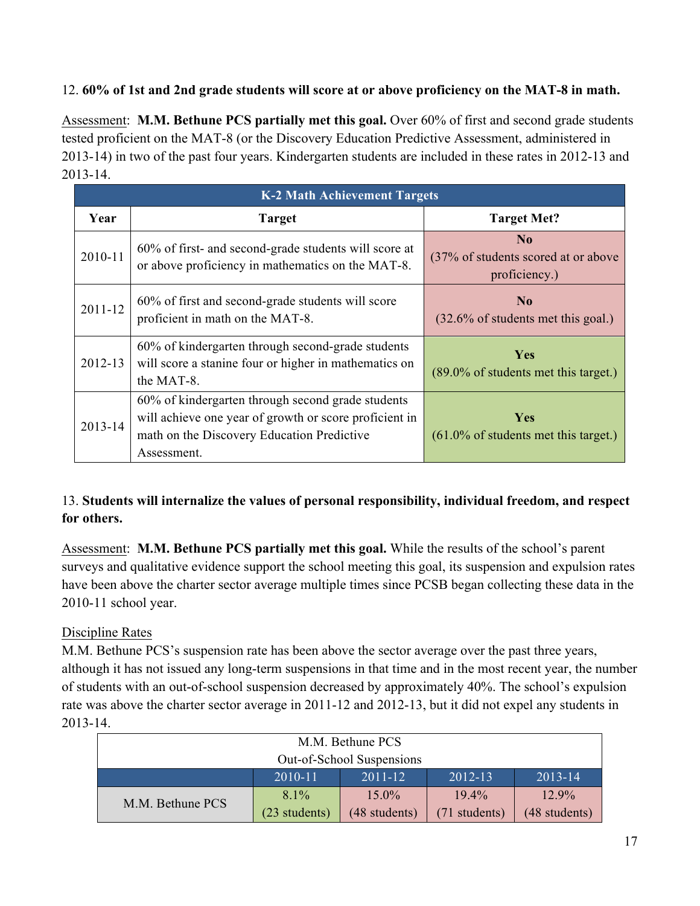12. **60% of 1st and 2nd grade students will score at or above proficiency on the MAT-8 in math.**

Assessment: **M.M. Bethune PCS partially met this goal.** Over 60% of first and second grade students tested proficient on the MAT-8 (or the Discovery Education Predictive Assessment, administered in 2013-14) in two of the past four years. Kindergarten students are included in these rates in 2012-13 and 2013-14.

| K-2 Math Achievement Targets | | |
|---|---|---|
| **Year** | **Target** | **Target Met?** |
| 2010-11 | 60% of first- and second-grade students will score at or above proficiency in mathematics on the MAT-8. | **No** (37% of students scored at or above proficiency.) |
| 2011-12 | 60% of first and second-grade students will score proficient in math on the MAT-8. | **No** (32.6% of students met this goal.) |
| 2012-13 | 60% of kindergarten through second-grade students will score a stanine four or higher in mathematics on the MAT-8. | **Yes** (89.0% of students met this target.) |
| 2013-14 | 60% of kindergarten through second grade students will achieve one year of growth or score proficient in math on the Discovery Education Predictive Assessment. | **Yes** (61.0% of students met this target.) |

13. **Students will internalize the values of personal responsibility, individual freedom, and respect for others.**

Assessment: **M.M. Bethune PCS partially met this goal.** While the results of the school's parent surveys and qualitative evidence support the school meeting this goal, its suspension and expulsion rates have been above the charter sector average multiple times since PCSB began collecting these data in the 2010-11 school year.

Discipline Rates

M.M. Bethune PCS's suspension rate has been above the sector average over the past three years, although it has not issued any long-term suspensions in that time and in the most recent year, the number of students with an out-of-school suspension decreased by approximately 40%. The school's expulsion rate was above the charter sector average in 2011-12 and 2012-13, but it did not expel any students in 2013-14.

| M.M. Bethune PCS Out-of-School Suspensions | | | | |
|---|---|---|---|---|
| | 2010-11 | 2011-12 | 2012-13 | 2013-14 |
| M.M. Bethune PCS | 8.1% (23 students) | 15.0% (48 students) | 19.4% (71 students) | 12.9% (48 students) |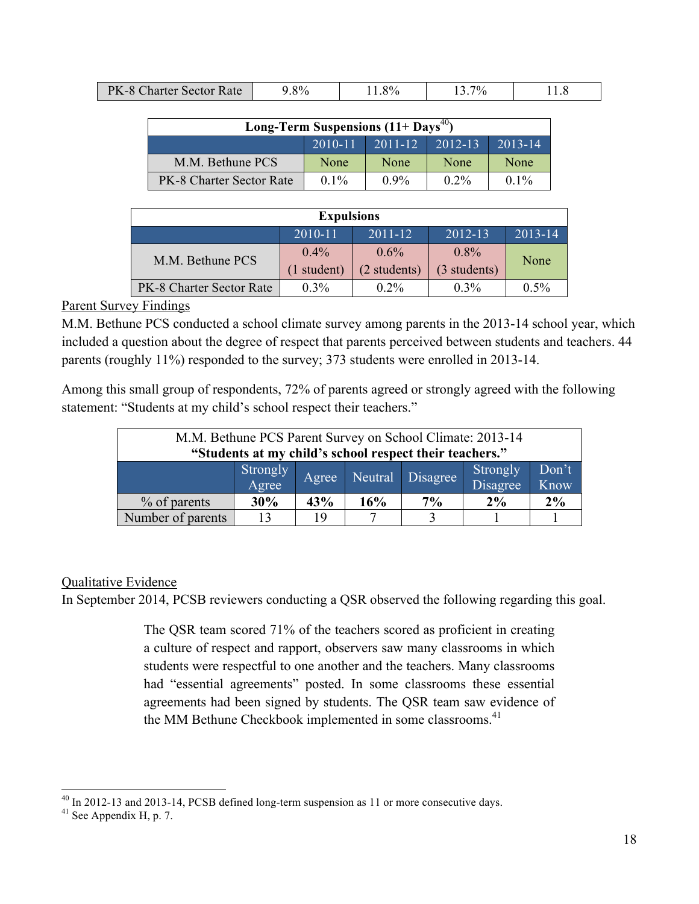| PK-8 Charter Sector Rate | 9.8% | 11.8% | 13.7% | 11.8 |
|---|---|---|---|---|

| Long-Term Suspensions (11+ Days[40]) | | | | |
|---|---|---|---|---|
| | 2010-11 | 2011-12 | 2012-13 | 2013-14 |
| M.M. Bethune PCS | None | None | None | None |
| PK-8 Charter Sector Rate | 0.1% | 0.9% | 0.2% | 0.1% |

| Expulsions | | | | |
|---|---|---|---|---|
| | 2010-11 | 2011-12 | 2012-13 | 2013-14 |
| M.M. Bethune PCS | 0.4% (1 student) | 0.6% (2 students) | 0.8% (3 students) | None |
| PK-8 Charter Sector Rate | 0.3% | 0.2% | 0.3% | 0.5% |

Parent Survey Findings

M.M. Bethune PCS conducted a school climate survey among parents in the 2013-14 school year, which included a question about the degree of respect that parents perceived between students and teachers. 44 parents (roughly 11%) responded to the survey; 373 students were enrolled in 2013-14.

Among this small group of respondents, 72% of parents agreed or strongly agreed with the following statement: "Students at my child's school respect their teachers."

| M.M. Bethune PCS Parent Survey on School Climate: 2013-14 **"Students at my child's school respect their teachers."** | | | | | | |
|---|---|---|---|---|---|---|
| | Strongly Agree | Agree | Neutral | Disagree | Strongly Disagree | Don't Know |
| % of parents | **30%** | **43%** | **16%** | **7%** | **2%** | **2%** |
| Number of parents | 13 | 19 | 7 | 3 | 1 | 1 |

Qualitative Evidence

In September 2014, PCSB reviewers conducting a QSR observed the following regarding this goal.

> The QSR team scored 71% of the teachers scored as proficient in creating a culture of respect and rapport, observers saw many classrooms in which students were respectful to one another and the teachers. Many classrooms had "essential agreements" posted. In some classrooms these essential agreements had been signed by students. The QSR team saw evidence of the MM Bethune Checkbook implemented in some classrooms.[41]

[40] In 2012-13 and 2013-14, PCSB defined long-term suspension as 11 or more consecutive days.

[41] See Appendix H, p. 7.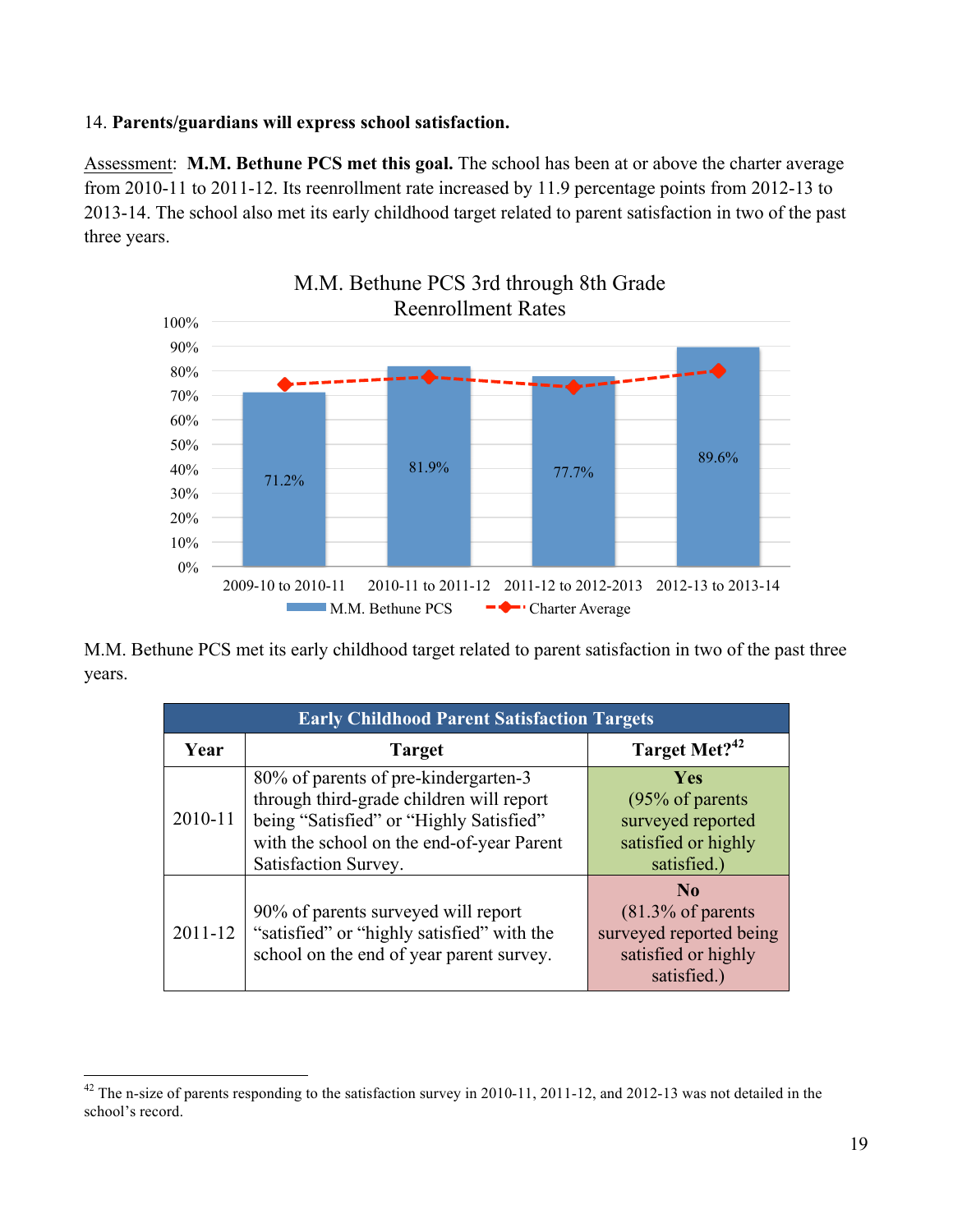14. **Parents/guardians will express school satisfaction.**

Assessment: **M.M. Bethune PCS met this goal.** The school has been at or above the charter average from 2010-11 to 2011-12. Its reenrollment rate increased by 11.9 percentage points from 2012-13 to 2013-14. The school also met its early childhood target related to parent satisfaction in two of the past three years.

M.M. Bethune PCS 3rd through 8th Grade Reenrollment Rates

| | 2009-10 to 2010-11 | 2010-11 to 2011-12 | 2011-12 to 2012-2013 | 2012-13 to 2013-14 |
|---|---|---|---|---|
| M.M. Bethune PCS | 71.2% | 81.9% | 77.7% | 89.6% |

M.M. Bethune PCS met its early childhood target related to parent satisfaction in two of the past three years.

| Early Childhood Parent Satisfaction Targets | | |
|---|---|---|
| **Year** | **Target** | **Target Met?**[42] |
| 2010-11 | 80% of parents of pre-kindergarten-3 through third-grade children will report being "Satisfied" or "Highly Satisfied" with the school on the end-of-year Parent Satisfaction Survey. | **Yes** (95% of parents surveyed reported satisfied or highly satisfied.) |
| 2011-12 | 90% of parents surveyed will report "satisfied" or "highly satisfied" with the school on the end of year parent survey. | **No** (81.3% of parents surveyed reported being satisfied or highly satisfied.) |

[42] The n-size of parents responding to the satisfaction survey in 2010-11, 2011-12, and 2012-13 was not detailed in the school's record.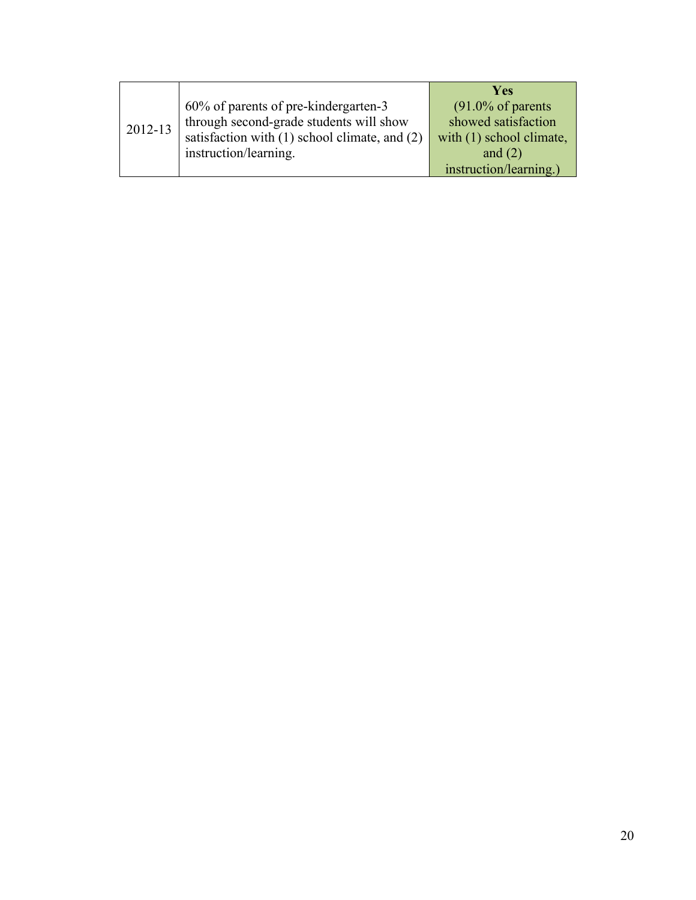| | | |
|---|---|---|
| 2012-13 | 60% of parents of pre-kindergarten-3 through second-grade students will show satisfaction with (1) school climate, and (2) instruction/learning. | **Yes** (91.0% of parents showed satisfaction with (1) school climate, and (2) instruction/learning.) |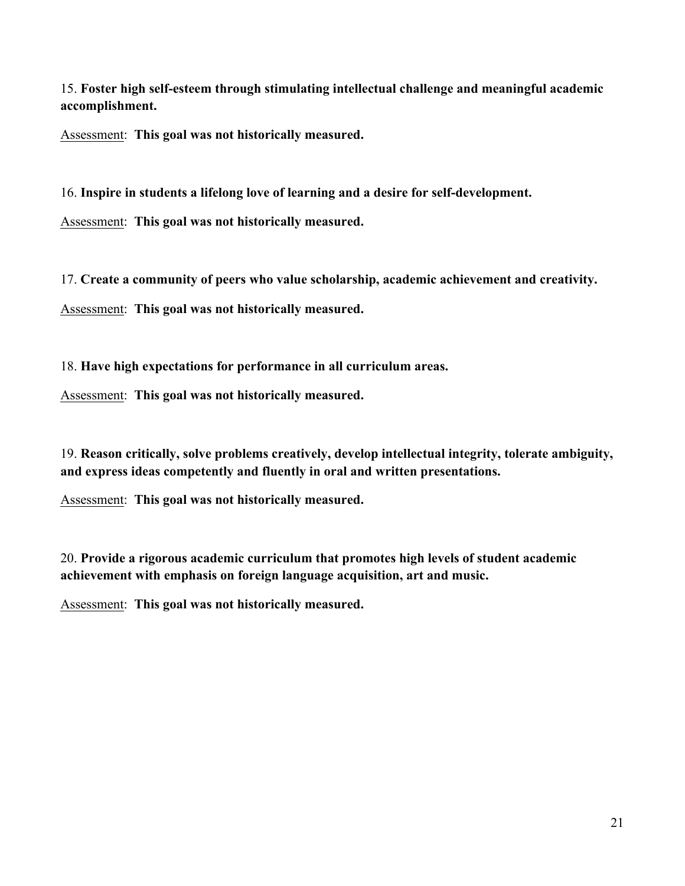15. **Foster high self-esteem through stimulating intellectual challenge and meaningful academic accomplishment.**

Assessment: **This goal was not historically measured.**

16. **Inspire in students a lifelong love of learning and a desire for self-development.**

Assessment: **This goal was not historically measured.**

17. **Create a community of peers who value scholarship, academic achievement and creativity.**

Assessment: **This goal was not historically measured.**

18. **Have high expectations for performance in all curriculum areas.**

Assessment: **This goal was not historically measured.**

19. **Reason critically, solve problems creatively, develop intellectual integrity, tolerate ambiguity, and express ideas competently and fluently in oral and written presentations.**

Assessment: **This goal was not historically measured.**

20. **Provide a rigorous academic curriculum that promotes high levels of student academic achievement with emphasis on foreign language acquisition, art and music.**

Assessment: **This goal was not historically measured.**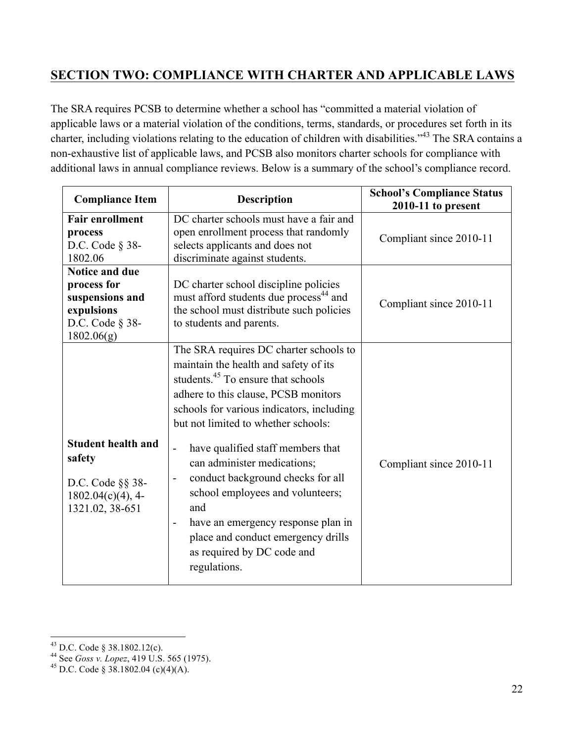## SECTION TWO: COMPLIANCE WITH CHARTER AND APPLICABLE LAWS

The SRA requires PCSB to determine whether a school has "committed a material violation of applicable laws or a material violation of the conditions, terms, standards, or procedures set forth in its charter, including violations relating to the education of children with disabilities."[43] The SRA contains a non-exhaustive list of applicable laws, and PCSB also monitors charter schools for compliance with additional laws in annual compliance reviews. Below is a summary of the school's compliance record.

| Compliance Item | Description | School's Compliance Status 2010-11 to present |
|---|---|---|
| **Fair enrollment process** D.C. Code § 38-1802.06 | DC charter schools must have a fair and open enrollment process that randomly selects applicants and does not discriminate against students. | Compliant since 2010-11 |
| **Notice and due process for suspensions and expulsions** D.C. Code § 38-1802.06(g) | DC charter school discipline policies must afford students due process[44] and the school must distribute such policies to students and parents. | Compliant since 2010-11 |
| **Student health and safety** D.C. Code §§ 38-1802.04(c)(4), 4-1321.02, 38-651 | The SRA requires DC charter schools to maintain the health and safety of its students.[45] To ensure that schools adhere to this clause, PCSB monitors schools for various indicators, including but not limited to whether schools: - have qualified staff members that can administer medications; - conduct background checks for all school employees and volunteers; and - have an emergency response plan in place and conduct emergency drills as required by DC code and regulations. | Compliant since 2010-11 |

[43] D.C. Code § 38.1802.12(c).

[44] See *Goss v. Lopez*, 419 U.S. 565 (1975).

[45] D.C. Code § 38.1802.04 (c)(4)(A).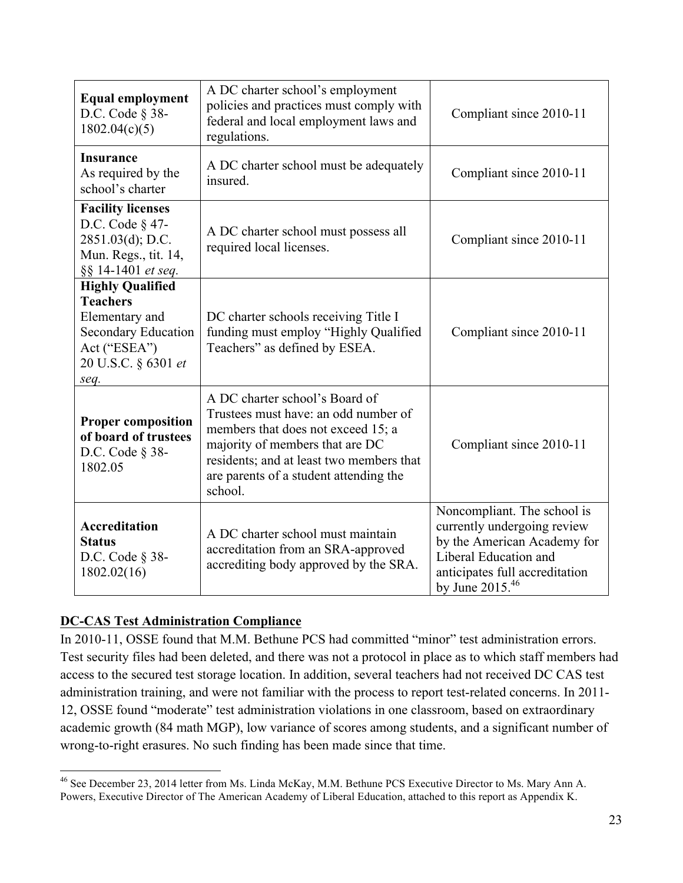| | | |
|---|---|---|
| **Equal employment** D.C. Code § 38-1802.04(c)(5) | A DC charter school's employment policies and practices must comply with federal and local employment laws and regulations. | Compliant since 2010-11 |
| **Insurance** As required by the school's charter | A DC charter school must be adequately insured. | Compliant since 2010-11 |
| **Facility licenses** D.C. Code § 47-2851.03(d); D.C. Mun. Regs., tit. 14, §§ 14-1401 *et seq.* | A DC charter school must possess all required local licenses. | Compliant since 2010-11 |
| **Highly Qualified Teachers** Elementary and Secondary Education Act ("ESEA") 20 U.S.C. § 6301 *et seq.* | DC charter schools receiving Title I funding must employ "Highly Qualified Teachers" as defined by ESEA. | Compliant since 2010-11 |
| **Proper composition of board of trustees** D.C. Code § 38-1802.05 | A DC charter school's Board of Trustees must have: an odd number of members that does not exceed 15; a majority of members that are DC residents; and at least two members that are parents of a student attending the school. | Compliant since 2010-11 |
| **Accreditation Status** D.C. Code § 38-1802.02(16) | A DC charter school must maintain accreditation from an SRA-approved accrediting body approved by the SRA. | Noncompliant. The school is currently undergoing review by the American Academy for Liberal Education and anticipates full accreditation by June 2015.[46] |

**DC-CAS Test Administration Compliance**

In 2010-11, OSSE found that M.M. Bethune PCS had committed "minor" test administration errors. Test security files had been deleted, and there was not a protocol in place as to which staff members had access to the secured test storage location. In addition, several teachers had not received DC CAS test administration training, and were not familiar with the process to report test-related concerns. In 2011-12, OSSE found "moderate" test administration violations in one classroom, based on extraordinary academic growth (84 math MGP), low variance of scores among students, and a significant number of wrong-to-right erasures. No such finding has been made since that time.

[46] See December 23, 2014 letter from Ms. Linda McKay, M.M. Bethune PCS Executive Director to Ms. Mary Ann A. Powers, Executive Director of The American Academy of Liberal Education, attached to this report as Appendix K.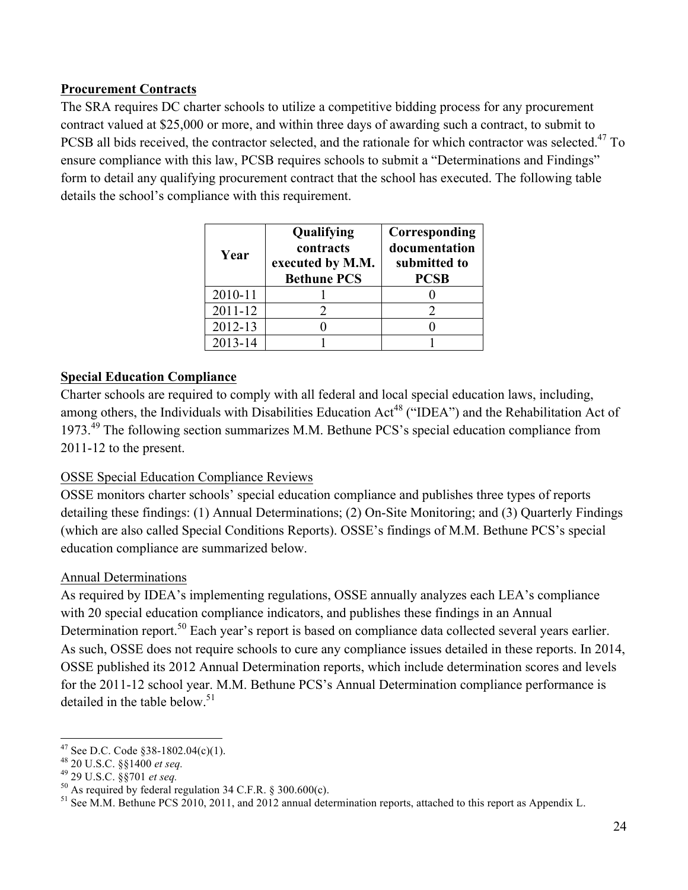**Procurement Contracts**

The SRA requires DC charter schools to utilize a competitive bidding process for any procurement contract valued at $25,000 or more, and within three days of awarding such a contract, to submit to PCSB all bids received, the contractor selected, and the rationale for which contractor was selected.[47] To ensure compliance with this law, PCSB requires schools to submit a "Determinations and Findings" form to detail any qualifying procurement contract that the school has executed. The following table details the school's compliance with this requirement.

| Year | Qualifying contracts executed by M.M. Bethune PCS | Corresponding documentation submitted to PCSB |
|---|---|---|
| 2010-11 | 1 | 0 |
| 2011-12 | 2 | 2 |
| 2012-13 | 0 | 0 |
| 2013-14 | 1 | 1 |

**Special Education Compliance**

Charter schools are required to comply with all federal and local special education laws, including, among others, the Individuals with Disabilities Education Act[48] ("IDEA") and the Rehabilitation Act of 1973.[49] The following section summarizes M.M. Bethune PCS's special education compliance from 2011-12 to the present.

OSSE Special Education Compliance Reviews

OSSE monitors charter schools' special education compliance and publishes three types of reports detailing these findings: (1) Annual Determinations; (2) On-Site Monitoring; and (3) Quarterly Findings (which are also called Special Conditions Reports). OSSE's findings of M.M. Bethune PCS's special education compliance are summarized below.

Annual Determinations

As required by IDEA's implementing regulations, OSSE annually analyzes each LEA's compliance with 20 special education compliance indicators, and publishes these findings in an Annual Determination report.[50] Each year's report is based on compliance data collected several years earlier. As such, OSSE does not require schools to cure any compliance issues detailed in these reports. In 2014, OSSE published its 2012 Annual Determination reports, which include determination scores and levels for the 2011-12 school year. M.M. Bethune PCS's Annual Determination compliance performance is detailed in the table below.[51]

---

[47] See D.C. Code §38-1802.04(c)(1).

[48] 20 U.S.C. §§1400 *et seq.*

[49] 29 U.S.C. §§701 *et seq.*

[50] As required by federal regulation 34 C.F.R. § 300.600(c).

[51] See M.M. Bethune PCS 2010, 2011, and 2012 annual determination reports, attached to this report as Appendix L.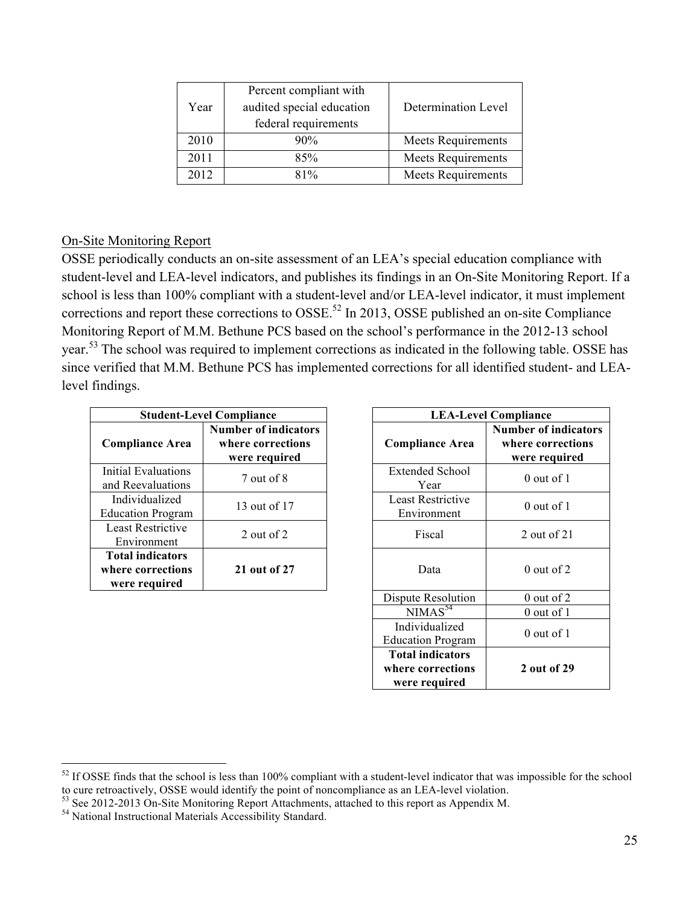| Year | Percent compliant with audited special education federal requirements | Determination Level |
|---|---|---|
| 2010 | 90% | Meets Requirements |
| 2011 | 85% | Meets Requirements |
| 2012 | 81% | Meets Requirements |

On-Site Monitoring Report

OSSE periodically conducts an on-site assessment of an LEA's special education compliance with student-level and LEA-level indicators, and publishes its findings in an On-Site Monitoring Report. If a school is less than 100% compliant with a student-level and/or LEA-level indicator, it must implement corrections and report these corrections to OSSE.[52] In 2013, OSSE published an on-site Compliance Monitoring Report of M.M. Bethune PCS based on the school's performance in the 2012-13 school year.[53] The school was required to implement corrections as indicated in the following table. OSSE has since verified that M.M. Bethune PCS has implemented corrections for all identified student- and LEA-level findings.

| **Student-Level Compliance** | |
|---|---|
| **Compliance Area** | **Number of indicators where corrections were required** |
| Initial Evaluations and Reevaluations | 7 out of 8 |
| Individualized Education Program | 13 out of 17 |
| Least Restrictive Environment | 2 out of 2 |
| **Total indicators where corrections were required** | **21 out of 27** |

| **LEA-Level Compliance** | |
|---|---|
| **Compliance Area** | **Number of indicators where corrections were required** |
| Extended School Year | 0 out of 1 |
| Least Restrictive Environment | 0 out of 1 |
| Fiscal | 2 out of 21 |
| Data | 0 out of 2 |
| Dispute Resolution | 0 out of 2 |
| NIMAS[54] | 0 out of 1 |
| Individualized Education Program | 0 out of 1 |
| **Total indicators where corrections were required** | **2 out of 29** |

[52] If OSSE finds that the school is less than 100% compliant with a student-level indicator that was impossible for the school to cure retroactively, OSSE would identify the point of noncompliance as an LEA-level violation.

[53] See 2012-2013 On-Site Monitoring Report Attachments, attached to this report as Appendix M.

[54] National Instructional Materials Accessibility Standard.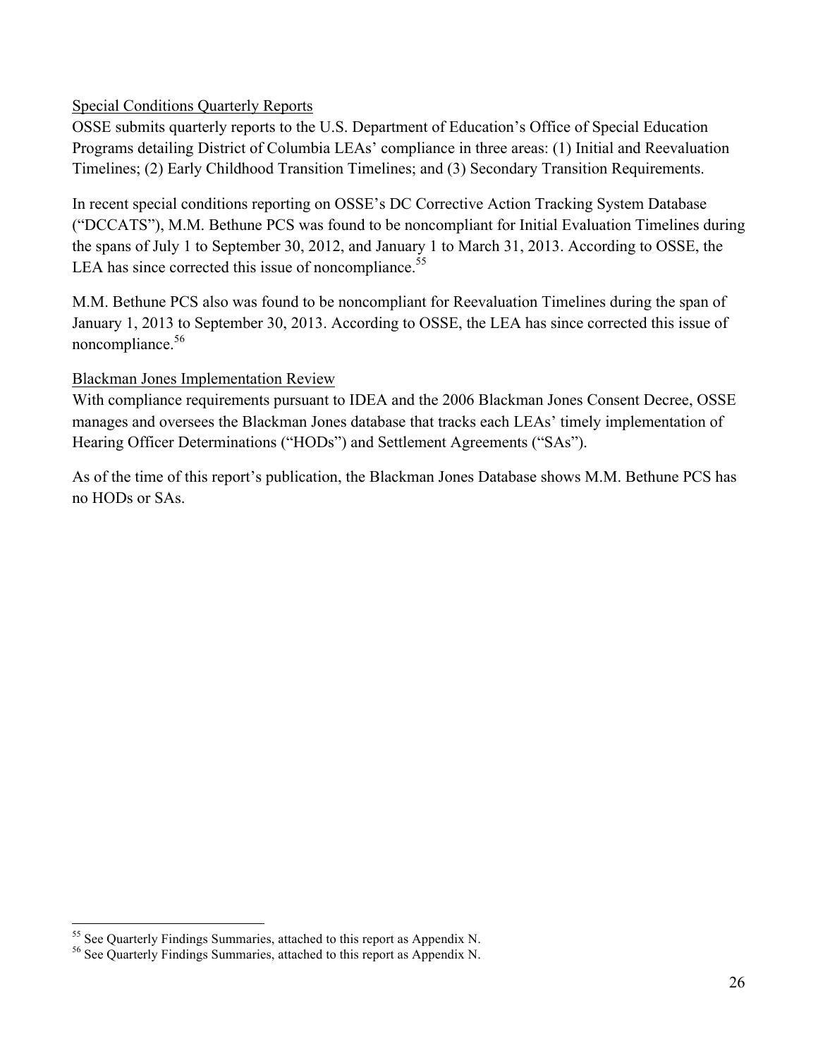Special Conditions Quarterly Reports

OSSE submits quarterly reports to the U.S. Department of Education's Office of Special Education Programs detailing District of Columbia LEAs' compliance in three areas: (1) Initial and Reevaluation Timelines; (2) Early Childhood Transition Timelines; and (3) Secondary Transition Requirements.

In recent special conditions reporting on OSSE's DC Corrective Action Tracking System Database ("DCCATS"), M.M. Bethune PCS was found to be noncompliant for Initial Evaluation Timelines during the spans of July 1 to September 30, 2012, and January 1 to March 31, 2013. According to OSSE, the LEA has since corrected this issue of noncompliance.[55]

M.M. Bethune PCS also was found to be noncompliant for Reevaluation Timelines during the span of January 1, 2013 to September 30, 2013. According to OSSE, the LEA has since corrected this issue of noncompliance.[56]

Blackman Jones Implementation Review

With compliance requirements pursuant to IDEA and the 2006 Blackman Jones Consent Decree, OSSE manages and oversees the Blackman Jones database that tracks each LEAs' timely implementation of Hearing Officer Determinations ("HODs") and Settlement Agreements ("SAs").

As of the time of this report's publication, the Blackman Jones Database shows M.M. Bethune PCS has no HODs or SAs.

---

[55] See Quarterly Findings Summaries, attached to this report as Appendix N.

[56] See Quarterly Findings Summaries, attached to this report as Appendix N.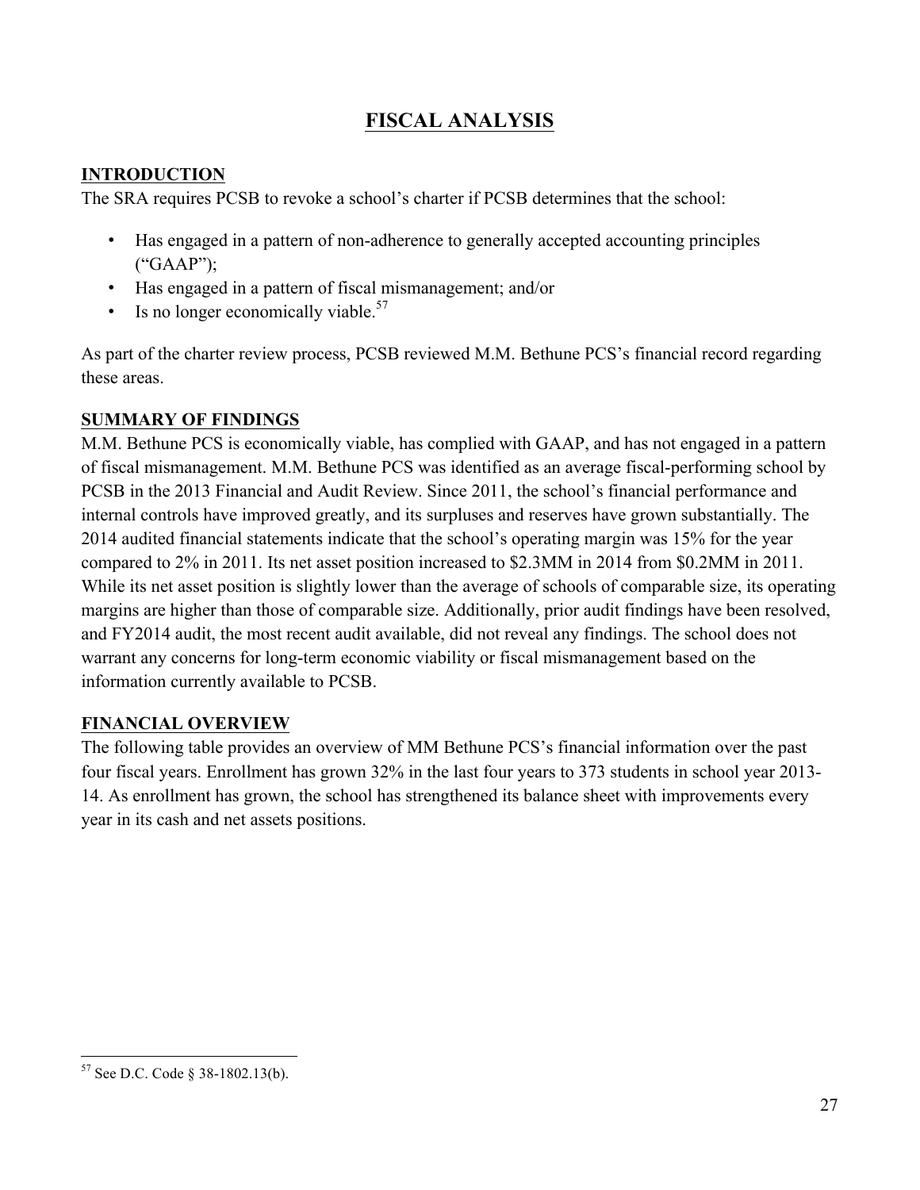# FISCAL ANALYSIS

## INTRODUCTION

The SRA requires PCSB to revoke a school's charter if PCSB determines that the school:

- Has engaged in a pattern of non-adherence to generally accepted accounting principles ("GAAP");
- Has engaged in a pattern of fiscal mismanagement; and/or
- Is no longer economically viable.[57]

As part of the charter review process, PCSB reviewed M.M. Bethune PCS's financial record regarding these areas.

## SUMMARY OF FINDINGS

M.M. Bethune PCS is economically viable, has complied with GAAP, and has not engaged in a pattern of fiscal mismanagement. M.M. Bethune PCS was identified as an average fiscal-performing school by PCSB in the 2013 Financial and Audit Review. Since 2011, the school's financial performance and internal controls have improved greatly, and its surpluses and reserves have grown substantially. The 2014 audited financial statements indicate that the school's operating margin was 15% for the year compared to 2% in 2011. Its net asset position increased to \$2.3MM in 2014 from \$0.2MM in 2011. While its net asset position is slightly lower than the average of schools of comparable size, its operating margins are higher than those of comparable size. Additionally, prior audit findings have been resolved, and FY2014 audit, the most recent audit available, did not reveal any findings. The school does not warrant any concerns for long-term economic viability or fiscal mismanagement based on the information currently available to PCSB.

## FINANCIAL OVERVIEW

The following table provides an overview of MM Bethune PCS's financial information over the past four fiscal years. Enrollment has grown 32% in the last four years to 373 students in school year 2013-14. As enrollment has grown, the school has strengthened its balance sheet with improvements every year in its cash and net assets positions.

[57] See D.C. Code § 38-1802.13(b).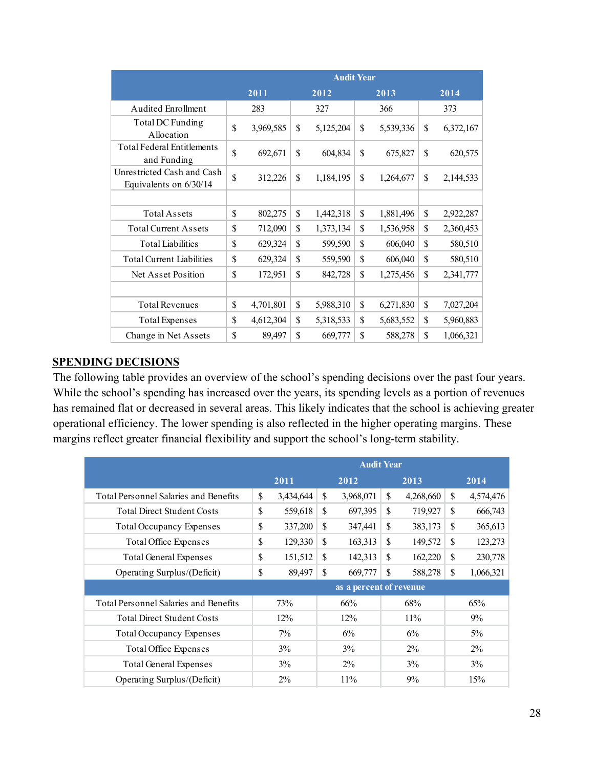| | Audit Year | | | |
|---|---|---|---|---|
| | 2011 | 2012 | 2013 | 2014 |
| Audited Enrollment | 283 | 327 | 366 | 373 |
| Total DC Funding Allocation | $ 3,969,585 | $ 5,125,204 | $ 5,539,336 | $ 6,372,167 |
| Total Federal Entitlements and Funding | $ 692,671 | $ 604,834 | $ 675,827 | $ 620,575 |
| Unrestricted Cash and Cash Equivalents on 6/30/14 | $ 312,226 | $ 1,184,195 | $ 1,264,677 | $ 2,144,533 |
| | | | | |
| Total Assets | $ 802,275 | $ 1,442,318 | $ 1,881,496 | $ 2,922,287 |
| Total Current Assets | $ 712,090 | $ 1,373,134 | $ 1,536,958 | $ 2,360,453 |
| Total Liabilities | $ 629,324 | $ 599,590 | $ 606,040 | $ 580,510 |
| Total Current Liabilities | $ 629,324 | $ 559,590 | $ 606,040 | $ 580,510 |
| Net Asset Position | $ 172,951 | $ 842,728 | $ 1,275,456 | $ 2,341,777 |
| | | | | |
| Total Revenues | $ 4,701,801 | $ 5,988,310 | $ 6,271,830 | $ 7,027,204 |
| Total Expenses | $ 4,612,304 | $ 5,318,533 | $ 5,683,552 | $ 5,960,883 |
| Change in Net Assets | $ 89,497 | $ 669,777 | $ 588,278 | $ 1,066,321 |

## SPENDING DECISIONS

The following table provides an overview of the school's spending decisions over the past four years. While the school's spending has increased over the years, its spending levels as a portion of revenues has remained flat or decreased in several areas. This likely indicates that the school is achieving greater operational efficiency. The lower spending is also reflected in the higher operating margins. These margins reflect greater financial flexibility and support the school's long-term stability.

| | Audit Year | | | |
|---|---|---|---|---|
| | 2011 | 2012 | 2013 | 2014 |
| Total Personnel Salaries and Benefits | $ 3,434,644 | $ 3,968,071 | $ 4,268,660 | $ 4,574,476 |
| Total Direct Student Costs | $ 559,618 | $ 697,395 | $ 719,927 | $ 666,743 |
| Total Occupancy Expenses | $ 337,200 | $ 347,441 | $ 383,173 | $ 365,613 |
| Total Office Expenses | $ 129,330 | $ 163,313 | $ 149,572 | $ 123,273 |
| Total General Expenses | $ 151,512 | $ 142,313 | $ 162,220 | $ 230,778 |
| Operating Surplus/(Deficit) | $ 89,497 | $ 669,777 | $ 588,278 | $ 1,066,321 |
| | as a percent of revenue | | | |
| Total Personnel Salaries and Benefits | 73% | 66% | 68% | 65% |
| Total Direct Student Costs | 12% | 12% | 11% | 9% |
| Total Occupancy Expenses | 7% | 6% | 6% | 5% |
| Total Office Expenses | 3% | 3% | 2% | 2% |
| Total General Expenses | 3% | 2% | 3% | 3% |
| Operating Surplus/(Deficit) | 2% | 11% | 9% | 15% |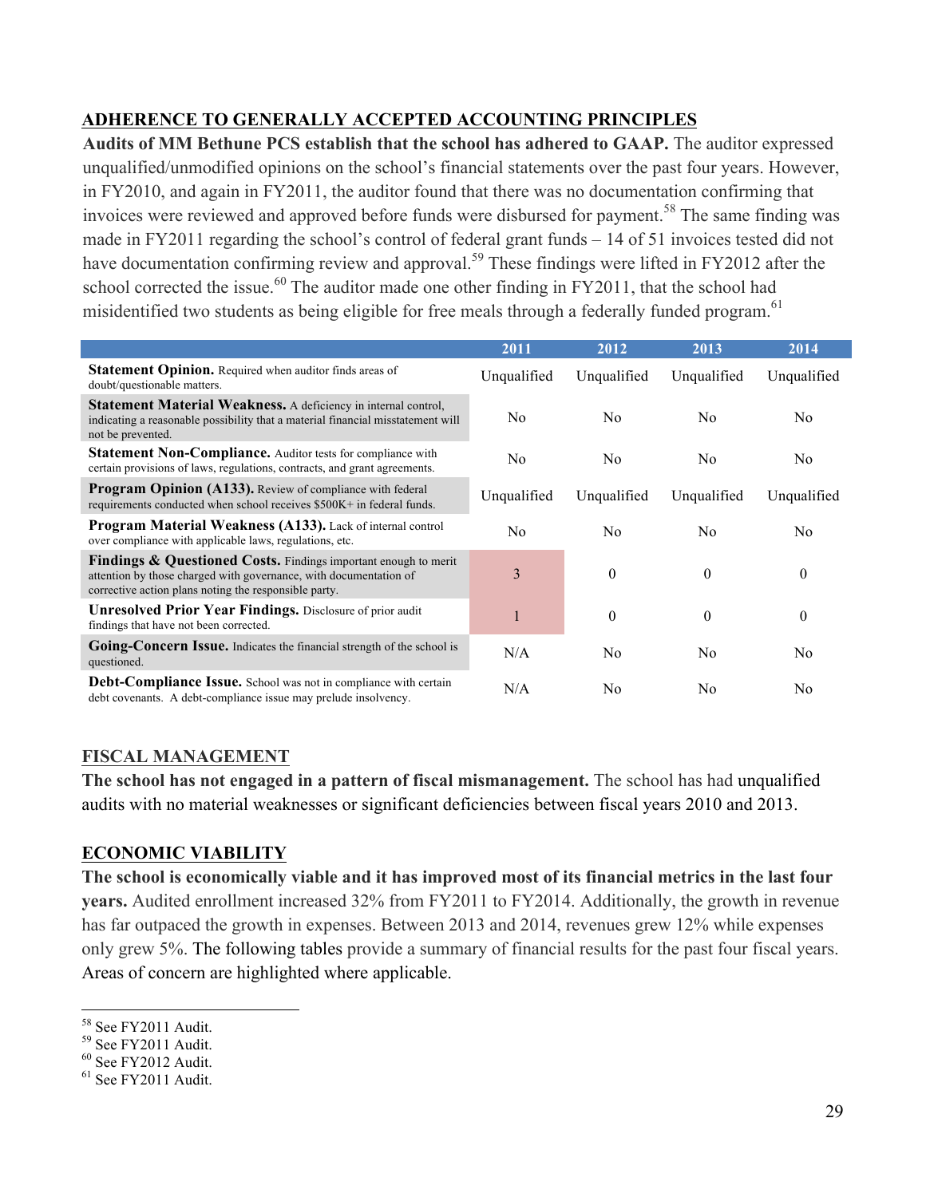## ADHERENCE TO GENERALLY ACCEPTED ACCOUNTING PRINCIPLES

**Audits of MM Bethune PCS establish that the school has adhered to GAAP.** The auditor expressed unqualified/unmodified opinions on the school's financial statements over the past four years. However, in FY2010, and again in FY2011, the auditor found that there was no documentation confirming that invoices were reviewed and approved before funds were disbursed for payment.[58] The same finding was made in FY2011 regarding the school's control of federal grant funds – 14 of 51 invoices tested did not have documentation confirming review and approval.[59] These findings were lifted in FY2012 after the school corrected the issue.[60] The auditor made one other finding in FY2011, that the school had misidentified two students as being eligible for free meals through a federally funded program.[61]

| | 2011 | 2012 | 2013 | 2014 |
|---|---|---|---|---|
| **Statement Opinion.** Required when auditor finds areas of doubt/questionable matters. | Unqualified | Unqualified | Unqualified | Unqualified |
| **Statement Material Weakness.** A deficiency in internal control, indicating a reasonable possibility that a material financial misstatement will not be prevented. | No | No | No | No |
| **Statement Non-Compliance.** Auditor tests for compliance with certain provisions of laws, regulations, contracts, and grant agreements. | No | No | No | No |
| **Program Opinion (A133).** Review of compliance with federal requirements conducted when school receives $500K+ in federal funds. | Unqualified | Unqualified | Unqualified | Unqualified |
| **Program Material Weakness (A133).** Lack of internal control over compliance with applicable laws, regulations, etc. | No | No | No | No |
| **Findings & Questioned Costs.** Findings important enough to merit attention by those charged with governance, with documentation of corrective action plans noting the responsible party. | 3 | 0 | 0 | 0 |
| **Unresolved Prior Year Findings.** Disclosure of prior audit findings that have not been corrected. | 1 | 0 | 0 | 0 |
| **Going-Concern Issue.** Indicates the financial strength of the school is questioned. | N/A | No | No | No |
| **Debt-Compliance Issue.** School was not in compliance with certain debt covenants. A debt-compliance issue may prelude insolvency. | N/A | No | No | No |

## FISCAL MANAGEMENT

**The school has not engaged in a pattern of fiscal mismanagement.** The school has had unqualified audits with no material weaknesses or significant deficiencies between fiscal years 2010 and 2013.

## ECONOMIC VIABILITY

**The school is economically viable and it has improved most of its financial metrics in the last four years.** Audited enrollment increased 32% from FY2011 to FY2014. Additionally, the growth in revenue has far outpaced the growth in expenses. Between 2013 and 2014, revenues grew 12% while expenses only grew 5%. The following tables provide a summary of financial results for the past four fiscal years. Areas of concern are highlighted where applicable.

---

[58] See FY2011 Audit.
[59] See FY2011 Audit.
[60] See FY2012 Audit.
[61] See FY2011 Audit.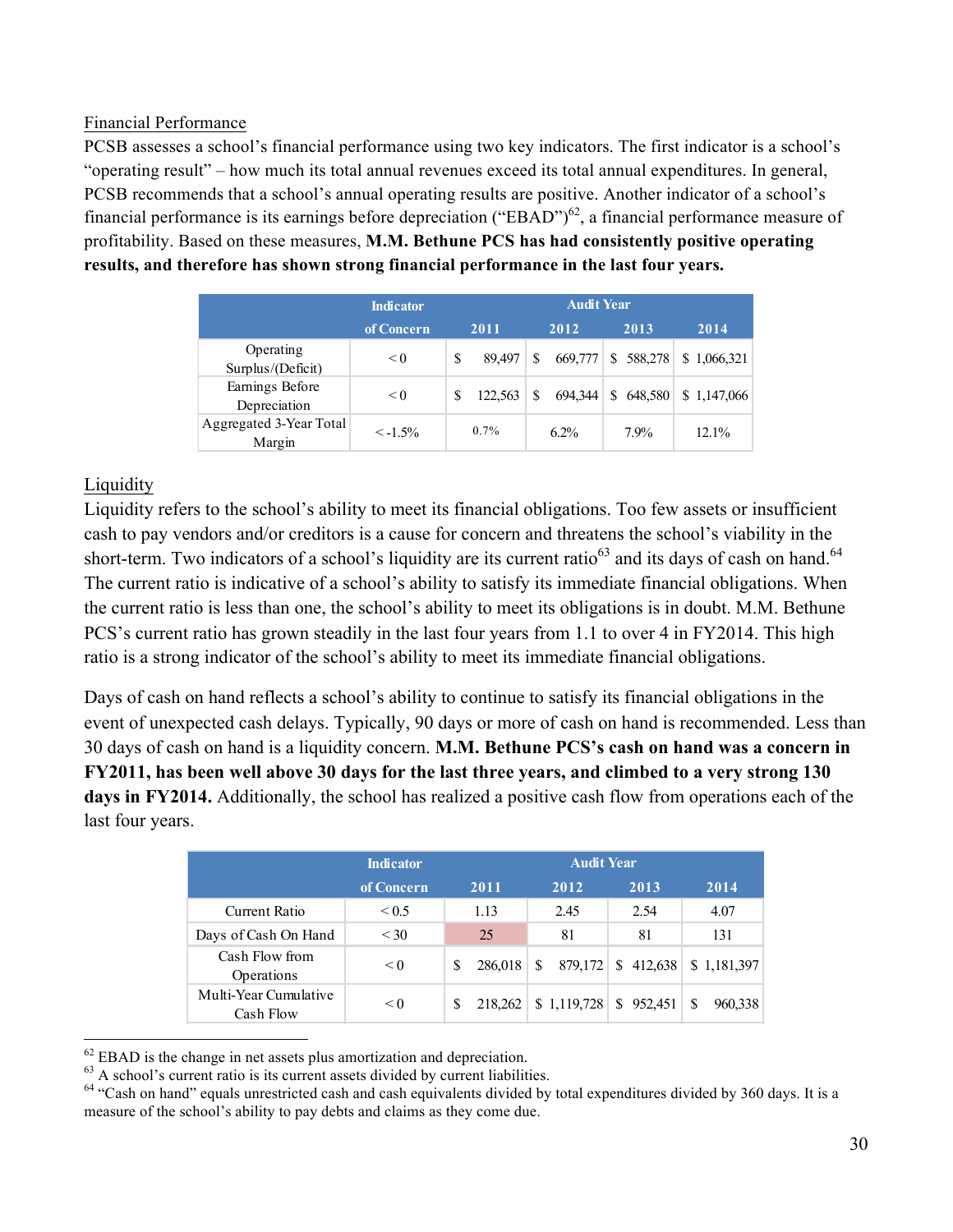Financial Performance

PCSB assesses a school's financial performance using two key indicators. The first indicator is a school's "operating result" – how much its total annual revenues exceed its total annual expenditures. In general, PCSB recommends that a school's annual operating results are positive. Another indicator of a school's financial performance is its earnings before depreciation ("EBAD")[62], a financial performance measure of profitability. Based on these measures, **M.M. Bethune PCS has had consistently positive operating results, and therefore has shown strong financial performance in the last four years.**

| | Indicator of Concern | Audit Year 2011 | 2012 | 2013 | 2014 |
|---|---|---|---|---|---|
| Operating Surplus/(Deficit) | < 0 | $ 89,497 | $ 669,777 | $ 588,278 | $ 1,066,321 |
| Earnings Before Depreciation | < 0 | $ 122,563 | $ 694,344 | $ 648,580 | $ 1,147,066 |
| Aggregated 3-Year Total Margin | < -1.5% | 0.7% | 6.2% | 7.9% | 12.1% |

Liquidity

Liquidity refers to the school's ability to meet its financial obligations. Too few assets or insufficient cash to pay vendors and/or creditors is a cause for concern and threatens the school's viability in the short-term. Two indicators of a school's liquidity are its current ratio[63] and its days of cash on hand.[64] The current ratio is indicative of a school's ability to satisfy its immediate financial obligations. When the current ratio is less than one, the school's ability to meet its obligations is in doubt. M.M. Bethune PCS's current ratio has grown steadily in the last four years from 1.1 to over 4 in FY2014. This high ratio is a strong indicator of the school's ability to meet its immediate financial obligations.

Days of cash on hand reflects a school's ability to continue to satisfy its financial obligations in the event of unexpected cash delays. Typically, 90 days or more of cash on hand is recommended. Less than 30 days of cash on hand is a liquidity concern. **M.M. Bethune PCS's cash on hand was a concern in FY2011, has been well above 30 days for the last three years, and climbed to a very strong 130 days in FY2014.** Additionally, the school has realized a positive cash flow from operations each of the last four years.

| | Indicator of Concern | Audit Year 2011 | 2012 | 2013 | 2014 |
|---|---|---|---|---|---|
| Current Ratio | < 0.5 | 1.13 | 2.45 | 2.54 | 4.07 |
| Days of Cash On Hand | < 30 | 25 | 81 | 81 | 131 |
| Cash Flow from Operations | < 0 | $ 286,018 | $ 879,172 | $ 412,638 | $ 1,181,397 |
| Multi-Year Cumulative Cash Flow | < 0 | $ 218,262 | $ 1,119,728 | $ 952,451 | $ 960,338 |

---

[62] EBAD is the change in net assets plus amortization and depreciation.

[63] A school's current ratio is its current assets divided by current liabilities.

[64] "Cash on hand" equals unrestricted cash and cash equivalents divided by total expenditures divided by 360 days. It is a measure of the school's ability to pay debts and claims as they come due.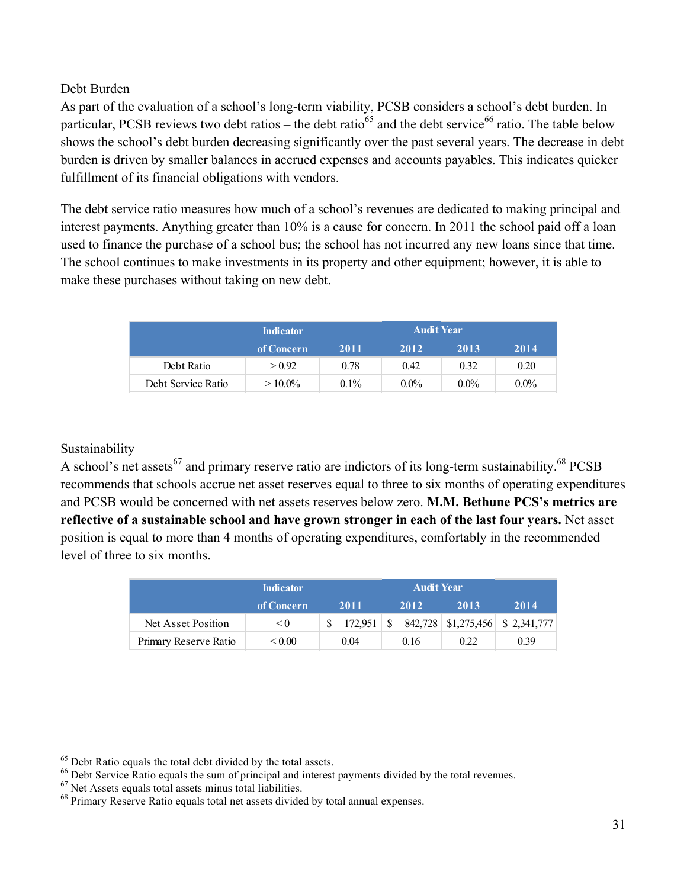Debt Burden

As part of the evaluation of a school's long-term viability, PCSB considers a school's debt burden. In particular, PCSB reviews two debt ratios – the debt ratio[65] and the debt service[66] ratio. The table below shows the school's debt burden decreasing significantly over the past several years. The decrease in debt burden is driven by smaller balances in accrued expenses and accounts payables. This indicates quicker fulfillment of its financial obligations with vendors.

The debt service ratio measures how much of a school's revenues are dedicated to making principal and interest payments. Anything greater than 10% is a cause for concern. In 2011 the school paid off a loan used to finance the purchase of a school bus; the school has not incurred any new loans since that time. The school continues to make investments in its property and other equipment; however, it is able to make these purchases without taking on new debt.

| | Indicator | Audit Year | | | |
|---|---|---|---|---|---|
| | of Concern | 2011 | 2012 | 2013 | 2014 |
| Debt Ratio | > 0.92 | 0.78 | 0.42 | 0.32 | 0.20 |
| Debt Service Ratio | > 10.0% | 0.1% | 0.0% | 0.0% | 0.0% |

Sustainability

A school's net assets[67] and primary reserve ratio are indictors of its long-term sustainability.[68] PCSB recommends that schools accrue net asset reserves equal to three to six months of operating expenditures and PCSB would be concerned with net assets reserves below zero. **M.M. Bethune PCS's metrics are reflective of a sustainable school and have grown stronger in each of the last four years.** Net asset position is equal to more than 4 months of operating expenditures, comfortably in the recommended level of three to six months.

| | Indicator | Audit Year | | | |
|---|---|---|---|---|---|
| | of Concern | 2011 | 2012 | 2013 | 2014 |
| Net Asset Position | < 0 | $ 172,951 | $ 842,728 | $1,275,456 | $ 2,341,777 |
| Primary Reserve Ratio | < 0.00 | 0.04 | 0.16 | 0.22 | 0.39 |

[65] Debt Ratio equals the total debt divided by the total assets.
[66] Debt Service Ratio equals the sum of principal and interest payments divided by the total revenues.
[67] Net Assets equals total assets minus total liabilities.
[68] Primary Reserve Ratio equals total net assets divided by total annual expenses.